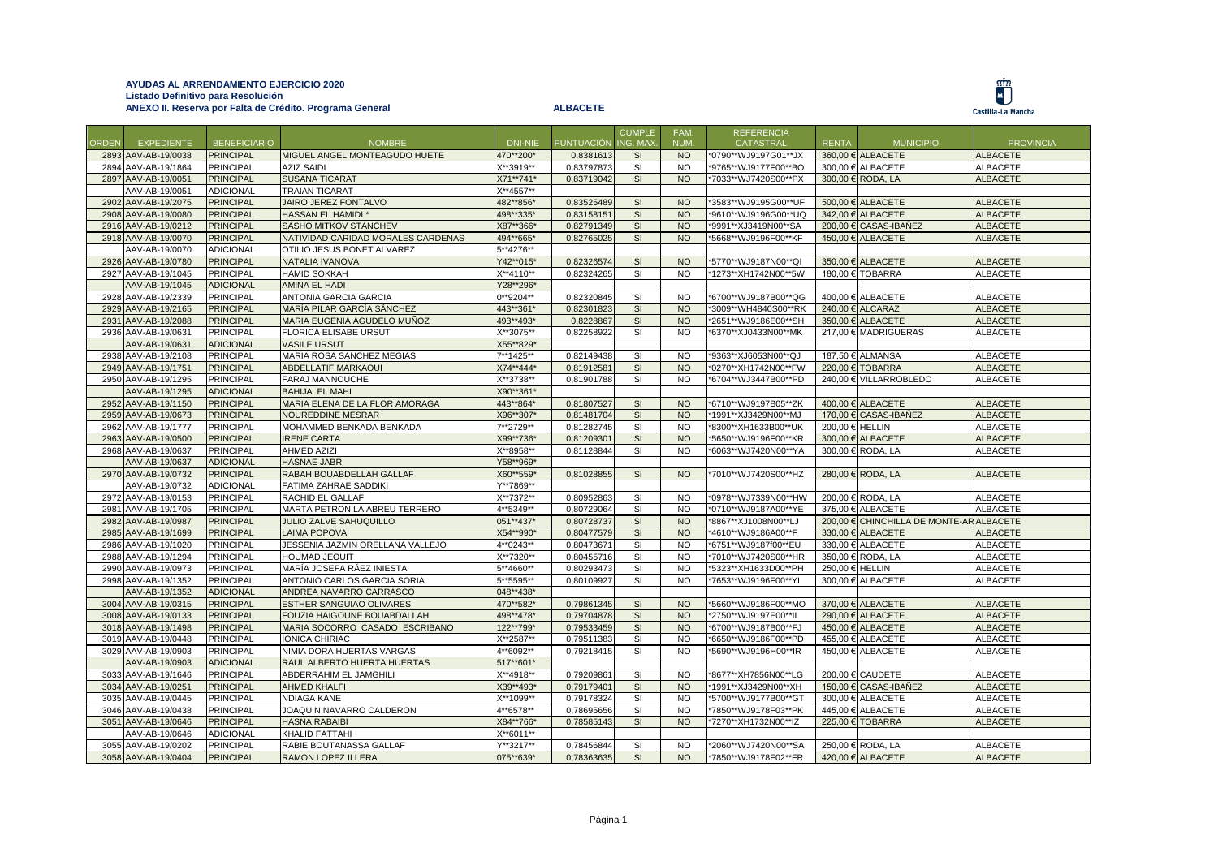**AYUDAS AL ARRENDAMIENTO EJERCICIO 2020**
**Listado Definitivo para Resolución**
**ANEXO II. Reserva por Falta de Crédito. Programa General** **ALBACETE**

Castilla-La Mancha

| ORDEN | EXPEDIENTE | BENEFICIARIO | NOMBRE | DNI-NIE | PUNTUACIÓN | CUMPLE ING. MAX. | FAM. NUM. | REFERENCIA CATASTRAL | RENTA | MUNICIPIO | PROVINCIA |
|---|---|---|---|---|---|---|---|---|---|---|---|
| 2893 | AAV-AB-19/0038 | PRINCIPAL | MIGUEL ANGEL MONTEAGUDO HUETE | 470**200* | 0,8381613 | SI | NO | *0790**WJ9197G01**JX | 360,00 € | ALBACETE | ALBACETE |
| 2894 | AAV-AB-19/1864 | PRINCIPAL | AZIZ SAIDI | X**3919** | 0,83797873 | SI | NO | *9765**WJ9177F00**BO | 300,00 € | ALBACETE | ALBACETE |
| 2897 | AAV-AB-19/0051 | PRINCIPAL | SUSANA TICARAT | X71**741* | 0,83719042 | SI | NO | *7033**WJ7420S00**PX | 300,00 € | RODA, LA | ALBACETE |
| | AAV-AB-19/0051 | ADICIONAL | TRAIAN TICARAT | X**4557** | | | | | | | |
| 2902 | AAV-AB-19/2075 | PRINCIPAL | JAIRO JEREZ FONTALVO | 482**856* | 0,83525489 | SI | NO | *3583**WJ9195G00**UF | 500,00 € | ALBACETE | ALBACETE |
| 2908 | AAV-AB-19/0080 | PRINCIPAL | HASSAN EL HAMIDI * | 498**335* | 0,83158151 | SI | NO | *9610**WJ9196G00**UQ | 342,00 € | ALBACETE | ALBACETE |
| 2916 | AAV-AB-19/0212 | PRINCIPAL | SASHO MITKOV STANCHEV | X87**366* | 0,82791349 | SI | NO | *9991**XJ3419N00**SA | 200,00 € | CASAS-IBAÑEZ | ALBACETE |
| 2918 | AAV-AB-19/0070 | PRINCIPAL | NATIVIDAD CARIDAD MORALES CARDENAS | 494**665* | 0,82765025 | SI | NO | *5668**WJ9196F00**KF | 450,00 € | ALBACETE | ALBACETE |
| | AAV-AB-19/0070 | ADICIONAL | OTILIO JESUS BONET ALVAREZ | 5**4276** | | | | | | | |
| 2926 | AAV-AB-19/0780 | PRINCIPAL | NATALIA IVANOVA | Y42**015* | 0,82326574 | SI | NO | *5770**WJ9187N00**QI | 350,00 € | ALBACETE | ALBACETE |
| 2927 | AAV-AB-19/1045 | PRINCIPAL | HAMID SOKKAH | X**4110** | 0,82324265 | SI | NO | *1273**XH1742N00**5W | 180,00 € | TOBARRA | ALBACETE |
| | AAV-AB-19/1045 | ADICIONAL | AMINA EL HADI | Y28**296* | | | | | | | |
| 2928 | AAV-AB-19/2339 | PRINCIPAL | ANTONIA GARCIA GARCIA | 0**9204** | 0,82320845 | SI | NO | *6700**WJ9187B00**QG | 400,00 € | ALBACETE | ALBACETE |
| 2929 | AAV-AB-19/2165 | PRINCIPAL | MARÍA PILAR GARCÍA SÁNCHEZ | 443**361* | 0,82301823 | SI | NO | *3009**WH4840S00**RK | 240,00 € | ALCARAZ | ALBACETE |
| 2931 | AAV-AB-19/2088 | PRINCIPAL | MARIA EUGENIA AGUDELO MUÑOZ | 493**493* | 0,8228867 | SI | NO | *2651**WJ9186E00**SH | 350,00 € | ALBACETE | ALBACETE |
| 2936 | AAV-AB-19/0631 | PRINCIPAL | FLORICA ELISABE URSUT | X**3075** | 0,82258922 | SI | NO | *6370**XJ0433N00**MK | 217,00 € | MADRIGUERAS | ALBACETE |
| | AAV-AB-19/0631 | ADICIONAL | VASILE URSUT | X55**829* | | | | | | | |
| 2938 | AAV-AB-19/2108 | PRINCIPAL | MARIA ROSA SANCHEZ MEGIAS | 7**1425** | 0,82149438 | SI | NO | *9363**XJ6053N00**QJ | 187,50 € | ALMANSA | ALBACETE |
| 2949 | AAV-AB-19/1751 | PRINCIPAL | ABDELLATIF MARKAOUI | X74**444* | 0,81912581 | SI | NO | *0270**XH1742N00**FW | 220,00 € | TOBARRA | ALBACETE |
| 2950 | AAV-AB-19/1295 | PRINCIPAL | FARAJ MANNOUCHE | X**3738** | 0,81901788 | SI | NO | *6704**WJ3447B00**PD | 240,00 € | VILLARROBLEDO | ALBACETE |
| | AAV-AB-19/1295 | ADICIONAL | BAHIJA EL MAHI | X90**361* | | | | | | | |
| 2952 | AAV-AB-19/1150 | PRINCIPAL | MARIA ELENA DE LA FLOR AMORAGA | 443**864* | 0,81807527 | SI | NO | *6710**WJ9197B05**ZK | 400,00 € | ALBACETE | ALBACETE |
| 2959 | AAV-AB-19/0673 | PRINCIPAL | NOUREDDINE MESRAR | X96**307* | 0,81481704 | SI | NO | *1991**XJ3429N00**MJ | 170,00 € | CASAS-IBAÑEZ | ALBACETE |
| 2962 | AAV-AB-19/1777 | PRINCIPAL | MOHAMMED BENKADA BENKADA | 7**2729** | 0,81282745 | SI | NO | *8300**XH1633B00**UK | 200,00 € | HELLIN | ALBACETE |
| 2963 | AAV-AB-19/0500 | PRINCIPAL | IRENE CARTA | X99**736* | 0,81209301 | SI | NO | *5650**WJ9196F00**KR | 300,00 € | ALBACETE | ALBACETE |
| 2968 | AAV-AB-19/0637 | PRINCIPAL | AHMED AZIZI | X**8958** | 0,81128844 | SI | NO | *6063**WJ7420N00**YA | 300,00 € | RODA, LA | ALBACETE |
| | AAV-AB-19/0637 | ADICIONAL | HASNAE JABRI | Y58**969* | | | | | | | |
| 2970 | AAV-AB-19/0732 | PRINCIPAL | RABAH BOUABDELLAH GALLAF | X60**559* | 0,81028855 | SI | NO | *7010**WJ7420S00**HZ | 280,00 € | RODA, LA | ALBACETE |
| | AAV-AB-19/0732 | ADICIONAL | FATIMA ZAHRAE SADDIKI | Y**7869** | | | | | | | |
| 2972 | AAV-AB-19/0153 | PRINCIPAL | RACHID EL GALLAF | X**7372** | 0,80952863 | SI | NO | *0978**WJ7339N00**HW | 200,00 € | RODA, LA | ALBACETE |
| 2981 | AAV-AB-19/1705 | PRINCIPAL | MARTA PETRONILA ABREU TERRERO | 4**5349** | 0,80729064 | SI | NO | *0710**WJ9187A00**YE | 375,00 € | ALBACETE | ALBACETE |
| 2982 | AAV-AB-19/0987 | PRINCIPAL | JULIO ZALVE SAHUQUILLO | 051**437* | 0,80728737 | SI | NO | *8867**XJ1008N00**LJ | 200,00 € | CHINCHILLA DE MONTE-ARAGON | ALBACETE |
| 2985 | AAV-AB-19/1699 | PRINCIPAL | LAIMA POPOVA | X54**990* | 0,80477579 | SI | NO | *4610**WJ9186A00**F | 330,00 € | ALBACETE | ALBACETE |
| 2986 | AAV-AB-19/1020 | PRINCIPAL | JESSENIA JAZMIN ORELLANA VALLEJO | 4**0243** | 0,80473671 | SI | NO | *6751**WJ9187f00**EU | 330,00 € | ALBACETE | ALBACETE |
| 2988 | AAV-AB-19/1294 | PRINCIPAL | HOUMAD JEOUIT | X**7320** | 0,80455716 | SI | NO | *7010**WJ7420S00**HR | 350,00 € | RODA, LA | ALBACETE |
| 2990 | AAV-AB-19/0973 | PRINCIPAL | MARÍA JOSEFA RÁEZ INIESTA | 5**4660** | 0,80293473 | SI | NO | *5323**XH1633D00**PH | 250,00 € | HELLIN | ALBACETE |
| 2998 | AAV-AB-19/1352 | PRINCIPAL | ANTONIO CARLOS GARCIA SORIA | 5**5595** | 0,80109927 | SI | NO | *7653**WJ9196F00**YI | 300,00 € | ALBACETE | ALBACETE |
| | AAV-AB-19/1352 | ADICIONAL | ANDREA NAVARRO CARRASCO | 048**438* | | | | | | | |
| 3004 | AAV-AB-19/0315 | PRINCIPAL | ESTHER SANGUIAO OLIVARES | 470**582* | 0,79861345 | SI | NO | *5660**WJ9186F00**MO | 370,00 € | ALBACETE | ALBACETE |
| 3008 | AAV-AB-19/0133 | PRINCIPAL | FOUZIA HAIGOUNE BOUABDALLAH | 498**478* | 0,79704878 | SI | NO | *2750**WJ9197E00**IL | 290,00 € | ALBACETE | ALBACETE |
| 3018 | AAV-AB-19/1498 | PRINCIPAL | MARIA SOCORRO CASADO ESCRIBANO | 122**799* | 0,79533459 | SI | NO | *6700**WJ9187B00**FJ | 450,00 € | ALBACETE | ALBACETE |
| 3019 | AAV-AB-19/0448 | PRINCIPAL | IONICA CHIRIAC | X**2587** | 0,79511383 | SI | NO | *6650**WJ9186F00**PD | 455,00 € | ALBACETE | ALBACETE |
| 3029 | AAV-AB-19/0903 | PRINCIPAL | NIMIA DORA HUERTAS VARGAS | 4**6092** | 0,79218415 | SI | NO | *5690**WJ9196H00**IR | 450,00 € | ALBACETE | ALBACETE |
| | AAV-AB-19/0903 | ADICIONAL | RAUL ALBERTO HUERTA HUERTAS | 517**601* | | | | | | | |
| 3033 | AAV-AB-19/1646 | PRINCIPAL | ABDERRAHIM EL JAMGHILI | X**4918** | 0,79209861 | SI | NO | *8677**XH7856N00**LG | 200,00 € | CAUDETE | ALBACETE |
| 3034 | AAV-AB-19/0251 | PRINCIPAL | AHMED KHALFI | X39**493* | 0,79179401 | SI | NO | *1991**XJ3429N00**XH | 150,00 € | CASAS-IBAÑEZ | ALBACETE |
| 3035 | AAV-AB-19/0445 | PRINCIPAL | NDIAGA KANE | X**1099** | 0,79178324 | SI | NO | *5700**WJ9177B00**GT | 300,00 € | ALBACETE | ALBACETE |
| 3046 | AAV-AB-19/0438 | PRINCIPAL | JOAQUIN NAVARRO CALDERON | 4**6578** | 0,78695656 | SI | NO | *7850**WJ9178F03**PK | 445,00 € | ALBACETE | ALBACETE |
| 3051 | AAV-AB-19/0646 | PRINCIPAL | HASNA RABAIBI | X84**766* | 0,78585143 | SI | NO | *7270**XH1732N00**IZ | 225,00 € | TOBARRA | ALBACETE |
| | AAV-AB-19/0646 | ADICIONAL | KHALID FATTAHI | X**6011** | | | | | | | |
| 3055 | AAV-AB-19/0202 | PRINCIPAL | RABIE BOUTANASSA GALLAF | Y**3217** | 0,78456844 | SI | NO | *2060**WJ7420N00**SA | 250,00 € | RODA, LA | ALBACETE |
| 3058 | AAV-AB-19/0404 | PRINCIPAL | RAMON LOPEZ ILLERA | 075**639* | 0,78363635 | SI | NO | *7850**WJ9178F02**FR | 420,00 € | ALBACETE | ALBACETE |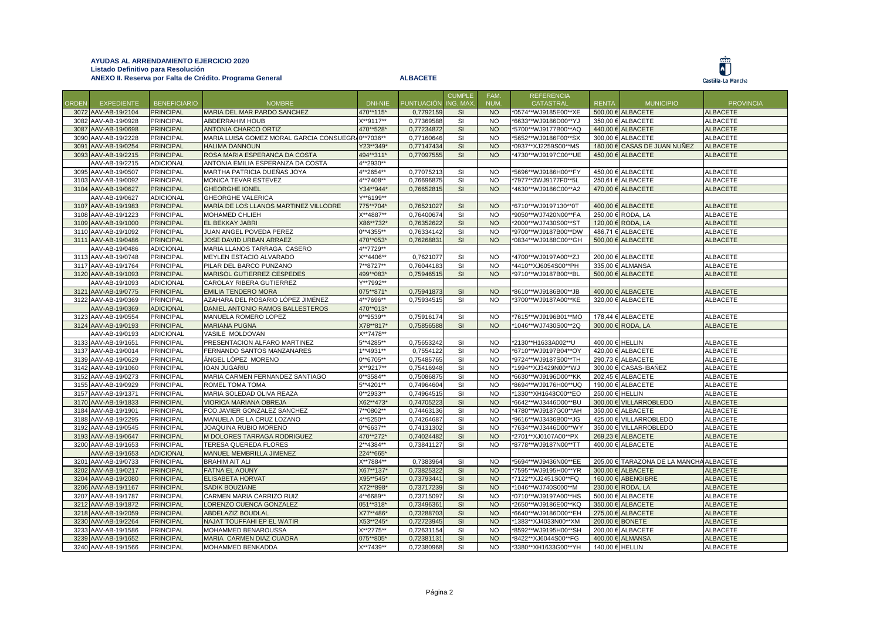**AYUDAS AL ARRENDAMIENTO EJERCICIO 2020**
**Listado Definitivo para Resolución**
**ANEXO II. Reserva por Falta de Crédito. Programa General** **ALBACETE**

Castilla-La Mancha

| ORDEN | EXPEDIENTE | BENEFICIARIO | NOMBRE | DNI-NIE | PUNTUACIÓN | CUMPLE ING. MAX. | FAM. NUM. | REFERENCIA CATASTRAL | RENTA | MUNICIPIO | PROVINCIA |
|---|---|---|---|---|---|---|---|---|---|---|---|
| 3072 | AAV-AB-19/2104 | PRINCIPAL | MARIA DEL MAR PARDO SANCHEZ | 470**115* | 0,7792159 | SI | NO | *0574**WJ9185E00**XE | 500,00 € | ALBACETE | ALBACETE |
| 3082 | AAV-AB-19/0928 | PRINCIPAL | ABDERRAHIM HOUB | X**9117** | 0,77369588 | SI | NO | *6633**WJ9186D00**YJ | 350,00 € | ALBACETE | ALBACETE |
| 3087 | AAV-AB-19/0698 | PRINCIPAL | ANTONIA CHARCO ORTIZ | 470**528* | 0,77234872 | SI | NO | *5700**WJ9177B00**AQ | 440,00 € | ALBACETE | ALBACETE |
| 3090 | AAV-AB-19/2228 | PRINCIPAL | MARIA LUISA GOMEZ MORAL GARCIA CONSUEGRA | 0**7036** | 0,77160646 | SI | NO | *5652**WJ9186F00**SX | 300,00 € | ALBACETE | ALBACETE |
| 3091 | AAV-AB-19/0254 | PRINCIPAL | HALIMA DANNOUN | Y23**349* | 0,77147434 | SI | NO | *0937**XJ2259S00**MS | 180,00 € | CASAS DE JUAN NUÑEZ | ALBACETE |
| 3093 | AAV-AB-19/2215 | PRINCIPAL | ROSA MARIA ESPERANCA DA COSTA | 494**311* | 0,77097555 | SI | NO | *4730**WJ9197C00**UE | 450,00 € | ALBACETE | ALBACETE |
| | AAV-AB-19/2215 | ADICIONAL | ANTONIA EMILIA ESPERANZA DA COSTA | 4**2930** | | | | | | | |
| 3095 | AAV-AB-19/0507 | PRINCIPAL | MARTHA PATRICIA DUEÑAS JOYA | 4**2654** | 0,77075213 | SI | NO | *5696**WJ9186H00**FY | 450,00 € | ALBACETE | ALBACETE |
| 3103 | AAV-AB-19/0092 | PRINCIPAL | MONICA TEVAR ESTEVEZ | 4**7408** | 0,76696875 | SI | NO | *7977**3WJ9177F0**5L | 250,61 € | ALBACETE | ALBACETE |
| 3104 | AAV-AB-19/0627 | PRINCIPAL | GHEORGHE IONEL | Y34**944* | 0,76652815 | SI | NO | *4630**WJ9186C00**A2 | 470,00 € | ALBACETE | ALBACETE |
| | AAV-AB-19/0627 | ADICIONAL | GHEORGHE VALERICA | Y**6199** | | | | | | | |
| 3107 | AAV-AB-19/1983 | PRINCIPAL | MARÍA DE LOS LLANOS MARTINEZ VILLODRE | 775**704* | 0,76521027 | SI | NO | *6710**WJ9197130**0T | 400,00 € | ALBACETE | ALBACETE |
| 3108 | AAV-AB-19/1223 | PRINCIPAL | MOHAMED CHLIEH | X**4887** | 0,76400674 | SI | NO | *9050**WJ7420N00**FA | 250,00 € | RODA, LA | ALBACETE |
| 3109 | AAV-AB-19/1000 | PRINCIPAL | EL BEKKAY JABRI | X86**732* | 0,76352622 | SI | NO | *2000**WJ7430S00**ST | 120,00 € | RODA, LA | ALBACETE |
| 3110 | AAV-AB-19/1092 | PRINCIPAL | JUAN ANGEL POVEDA PEREZ | 0**4355** | 0,76334142 | SI | NO | *9700**WJ9187B00**DW | 486,71 € | ALBACETE | ALBACETE |
| 3111 | AAV-AB-19/0486 | PRINCIPAL | JOSE DAVID URBAN ARRAEZ | 470**053* | 0,76268831 | SI | NO | *0834**WJ9188C00**GH | 500,00 € | ALBACETE | ALBACETE |
| | AAV-AB-19/0486 | ADICIONAL | MARIA LLANOS TARRAGA CASERO | 4**7729** | | | | | | | |
| 3113 | AAV-AB-19/0748 | PRINCIPAL | MEYLEN ESTACIO ALVARADO | X**4406** | 0,7621077 | SI | NO | *4700**WJ9197A00**ZJ | 200,00 € | ALBACETE | ALBACETE |
| 3117 | AAV-AB-19/1764 | PRINCIPAL | PILAR DEL BARCO PUNZANO | 7**8727** | 0,76044183 | SI | NO | *4410**XJ6054S00**PH | 335,00 € | ALMANSA | ALBACETE |
| 3120 | AAV-AB-19/1093 | PRINCIPAL | MARISOL GUTIERREZ CESPEDES | 499**083* | 0,75946515 | SI | NO | *9710**WJ9187B00**BL | 500,00 € | ALBACETE | ALBACETE |
| | AAV-AB-19/1093 | ADICIONAL | CAROLAY RIBERA GUTIERREZ | Y**7992** | | | | | | | |
| 3121 | AAV-AB-19/0775 | PRINCIPAL | EMILIA TENDERO MORA | 075**871* | 0,75941873 | SI | NO | *8610**WJ9186B00**JB | 400,00 € | ALBACETE | ALBACETE |
| 3122 | AAV-AB-19/0369 | PRINCIPAL | AZAHARA DEL ROSARIO LÓPEZ JIMÉNEZ | 4**7696** | 0,75934515 | SI | NO | *3700**WJ9187A00**KE | 320,00 € | ALBACETE | ALBACETE |
| | AAV-AB-19/0369 | ADICIONAL | DANIEL ANTONIO RAMOS BALLESTEROS | 470**013* | | | | | | | |
| 3123 | AAV-AB-19/0554 | PRINCIPAL | MANUELA ROMERO LOPEZ | 0**9539** | 0,75916174 | SI | NO | *7615**WJ9196B01**MO | 178,44 € | ALBACETE | ALBACETE |
| 3124 | AAV-AB-19/0193 | PRINCIPAL | MARIANA PUGNA | X78**817* | 0,75856588 | SI | NO | *1046**WJ7430S00**2Q | 300,00 € | RODA, LA | ALBACETE |
| | AAV-AB-19/0193 | ADICIONAL | VASILE MOLDOVAN | X**7478** | | | | | | | |
| 3133 | AAV-AB-19/1651 | PRINCIPAL | PRESENTACION ALFARO MARTINEZ | 5**4285** | 0,75653242 | SI | NO | *2130**H1633A002**U | 400,00 € | HELLIN | ALBACETE |
| 3137 | AAV-AB-19/0014 | PRINCIPAL | FERNANDO SANTOS MANZANARES | 1**4931** | 0,7554122 | SI | NO | *6710**WJ9197B04**OY | 420,00 € | ALBACETE | ALBACETE |
| 3139 | AAV-AB-19/0629 | PRINCIPAL | ÁNGEL LÓPEZ MORENO | 0**6705** | 0,75485765 | SI | NO | *9724**WJ9187S00**TH | 290,73 € | ALBACETE | ALBACETE |
| 3142 | AAV-AB-19/1060 | PRINCIPAL | IOAN JUGARIU | X**9217** | 0,75416948 | SI | NO | *1994**XJ3429N00**WJ | 300,00 € | CASAS-IBAÑEZ | ALBACETE |
| 3152 | AAV-AB-19/0273 | PRINCIPAL | MARIA CARMEN FERNANDEZ SANTIAGO | 0**3584** | 0,75086875 | SI | NO | *6630**WJ9196D00**KK | 202,45 € | ALBACETE | ALBACETE |
| 3155 | AAV-AB-19/0929 | PRINCIPAL | ROMEL TOMA TOMA | 5**4201** | 0,74964604 | SI | NO | *8694**WJ9176H00**UQ | 190,00 € | ALBACETE | ALBACETE |
| 3157 | AAV-AB-19/1371 | PRINCIPAL | MARIA SOLEDAD OLIVA REAZA | 0**2933** | 0,74964515 | SI | NO | *1330**XH1643C00**EO | 250,00 € | HELLIN | ALBACETE |
| 3170 | AAV-AB-19/1833 | PRINCIPAL | VIORICA MARIANA OBREJA | X62**473* | 0,74705223 | SI | NO | *6642**WJ3446D00**BU | 300,00 € | VILLARROBLEDO | ALBACETE |
| 3184 | AAV-AB-19/1901 | PRINCIPAL | FCO.JAVIER GONZALEZ SANCHEZ | 7**0802** | 0,74463136 | SI | NO | *4780**WJ9187G00**AH | 350,00 € | ALBACETE | ALBACETE |
| 3188 | AAV-AB-19/2295 | PRINCIPAL | MANUELA DE LA CRUZ LOZANO | 4**5250** | 0,74264687 | SI | NO | *9616**WJ3436B00**JG | 425,00 € | VILLARROBLEDO | ALBACETE |
| 3192 | AAV-AB-19/0545 | PRINCIPAL | JOAQUINA RUBIO MORENO | 0**6637** | 0,74131302 | SI | NO | *7634**WJ3446D00**WY | 350,00 € | VILLARROBLEDO | ALBACETE |
| 3193 | AAV-AB-19/0647 | PRINCIPAL | M DOLORES TARRAGA RODRIGUEZ | 470**272* | 0,74024482 | SI | NO | *2701**XJ0107A00**PX | 269,23 € | ALBACETE | ALBACETE |
| 3200 | AAV-AB-19/1653 | PRINCIPAL | TERESA QUEREDA FLORES | 2**4384** | 0,73841127 | SI | NO | *8778**WJ9187N00**TT | 400,00 € | ALBACETE | ALBACETE |
| | AAV-AB-19/1653 | ADICIONAL | MANUEL MEMBRILLA JIMENEZ | 224**665* | | | | | | | |
| 3201 | AAV-AB-19/0733 | PRINCIPAL | BRAHIM AIT ALI | X**7884** | 0,7383964 | SI | NO | *5694**WJ9436N00**EE | 205,00 € | TARAZONA DE LA MANCHA | ALBACETE |
| 3202 | AAV-AB-19/0217 | PRINCIPAL | FATNA EL AOUNY | X67**137* | 0,73825322 | SI | NO | *7595**WJ9195H00**YR | 300,00 € | ALBACETE | ALBACETE |
| 3204 | AAV-AB-19/2080 | PRINCIPAL | ELISABETA HORVAT | X95**545* | 0,73793441 | SI | NO | *7122**XJ2451S00**FQ | 160,00 € | ABENGIBRE | ALBACETE |
| 3206 | AAV-AB-19/1167 | PRINCIPAL | SADIK BOUZIANE | X72**898* | 0,73717239 | SI | NO | *1046**WJ740S000**M | 230,00 € | RODA, LA | ALBACETE |
| 3207 | AAV-AB-19/1787 | PRINCIPAL | CARMEN MARIA CARRIZO RUIZ | 4**6689** | 0,73715097 | SI | NO | *0710**WJ9197A00**HS | 500,00 € | ALBACETE | ALBACETE |
| 3212 | AAV-AB-19/1872 | PRINCIPAL | LORENZO CUENCA GONZALEZ | 051**318* | 0,73496361 | SI | NO | *2650**WJ9186E00**KQ | 350,00 € | ALBACETE | ALBACETE |
| 3218 | AAV-AB-19/2059 | PRINCIPAL | ABDELAZIZ BOUDLAL | X77**486* | 0,73288703 | SI | NO | *6640**WJ9186D00**EH | 275,00 € | ALBACETE | ALBACETE |
| 3230 | AAV-AB-19/2264 | PRINCIPAL | NAJAT TOUFFAHI EP EL WATIR | X53**245* | 0,72723945 | SI | NO | *1383**XJ4033N00**XM | 200,00 € | BONETE | ALBACETE |
| 3233 | AAV-AB-19/1586 | PRINCIPAL | MOHAMMED BENAROUSSA | X**2775** | 0,72631154 | SI | NO | *8592**WJ9195H00**SH | 200,00 € | ALBACETE | ALBACETE |
| 3239 | AAV-AB-19/1652 | PRINCIPAL | MARIA CARMEN DIAZ CUADRA | 075**805* | 0,72381131 | SI | NO | *8422**XJ6044S00**FG | 400,00 € | ALMANSA | ALBACETE |
| 3240 | AAV-AB-19/1566 | PRINCIPAL | MOHAMMED BENKADDA | X**7439** | 0,72380968 | SI | NO | *3380**XH1633G00**YH | 140,00 € | HELLIN | ALBACETE |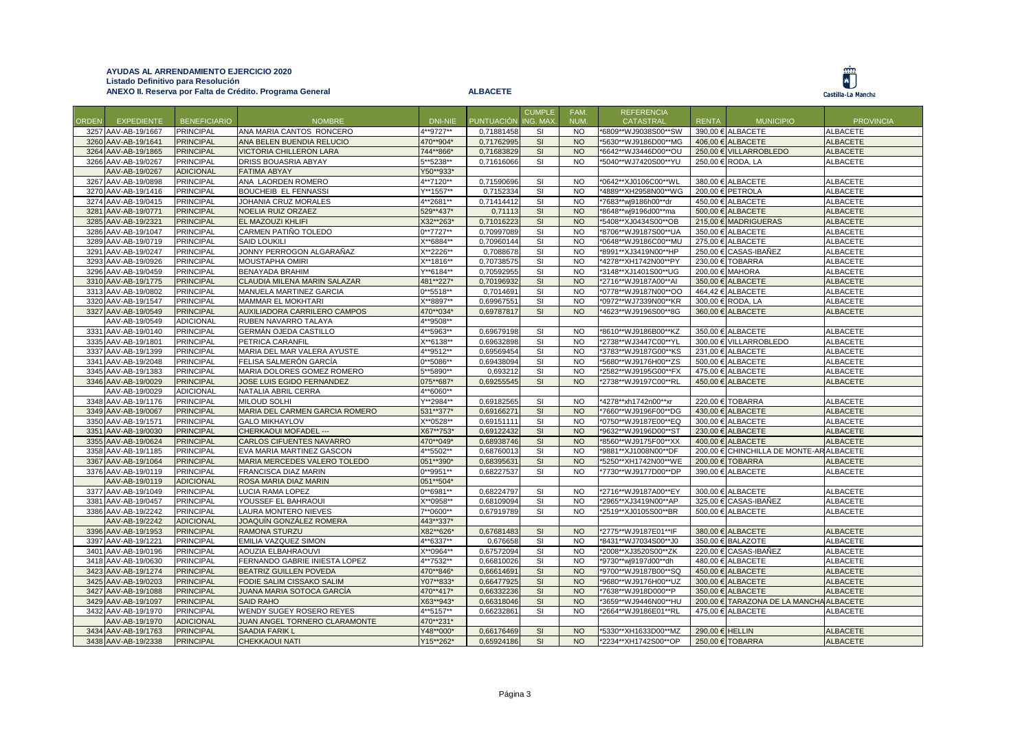**AYUDAS AL ARRENDAMIENTO EJERCICIO 2020**
**Listado Definitivo para Resolución**
**ANEXO II. Reserva por Falta de Crédito. Programa General** **ALBACETE**

| ORDEN | EXPEDIENTE | BENEFICIARIO | NOMBRE | DNI-NIE | PUNTUACIÓN | CUMPLE ING. MAX. | FAM. NUM. | REFERENCIA CATASTRAL | RENTA | MUNICIPIO | PROVINCIA |
|---|---|---|---|---|---|---|---|---|---|---|---|
| 3257 | AAV-AB-19/1667 | PRINCIPAL | ANA MARIA CANTOS RONCERO | 4**9727** | 0,71881458 | SI | NO | *6809**WJ9038S00**SW | 390,00 € | ALBACETE | ALBACETE |
| 3260 | AAV-AB-19/1641 | PRINCIPAL | ANA BELEN BUENDIA RELUCIO | 470**904* | 0,71762995 | SI | NO | *5630**WJ9186D00**MG | 406,00 € | ALBACETE | ALBACETE |
| 3264 | AAV-AB-19/1865 | PRINCIPAL | VICTORIA CHILLERON LARA | 744**866* | 0,71683829 | SI | NO | *6642**WJ3446D00**OU | 250,00 € | VILLARROBLEDO | ALBACETE |
| 3266 | AAV-AB-19/0267 | PRINCIPAL | DRISS BOUASRIA ABYAY | 5**5238** | 0,71616066 | SI | NO | *5040**WJ7420S00**YU | 250,00 € | RODA, LA | ALBACETE |
| | AAV-AB-19/0267 | ADICIONAL | FATIMA ABYAY | Y50**933* | | | | | | | |
| 3267 | AAV-AB-19/0898 | PRINCIPAL | ANA LAORDEN ROMERO | 4**7120** | 0,71590696 | SI | NO | *0642**XJ0106C00**WL | 380,00 € | ALBACETE | ALBACETE |
| 3270 | AAV-AB-19/1416 | PRINCIPAL | BOUCHEIB EL FENNASSI | Y**1557** | 0,7152334 | SI | NO | *4889**XH2958N00**WG | 200,00 € | PETROLA | ALBACETE |
| 3274 | AAV-AB-19/0415 | PRINCIPAL | JOHANIA CRUZ MORALES | 4**2681** | 0,71414412 | SI | NO | *7683**wj9186h00**dr | 450,00 € | ALBACETE | ALBACETE |
| 3281 | AAV-AB-19/0771 | PRINCIPAL | NOELIA RUIZ ORZAEZ | 529**437* | 0,71113 | SI | NO | *8648**wj9196d00**ma | 500,00 € | ALBACETE | ALBACETE |
| 3285 | AAV-AB-19/2321 | PRINCIPAL | EL MAZOUZI KHLIFI | X32**263* | 0,71016223 | SI | NO | *5408**XJ0434S00**OB | 215,00 € | MADRIGUERAS | ALBACETE |
| 3286 | AAV-AB-19/1047 | PRINCIPAL | CARMEN PATIÑO TOLEDO | 0**7727** | 0,70997089 | SI | NO | *8706**WJ9187S00**UA | 350,00 € | ALBACETE | ALBACETE |
| 3289 | AAV-AB-19/0719 | PRINCIPAL | SAID LOUKILI | X**6884** | 0,70960144 | SI | NO | *0648**WJ9186C00**MU | 275,00 € | ALBACETE | ALBACETE |
| 3291 | AAV-AB-19/0247 | PRINCIPAL | JONNY PERROGON ALGARAÑAZ | X**2226** | 0,7088678 | SI | NO | *8991**XJ3419N00**HP | 250,00 € | CASAS-IBAÑEZ | ALBACETE |
| 3293 | AAV-AB-19/0926 | PRINCIPAL | MOUSTAPHA OMIRI | X**1816** | 0,70738575 | SI | NO | *4278**XH1742N00**PY | 230,00 € | TOBARRA | ALBACETE |
| 3296 | AAV-AB-19/0459 | PRINCIPAL | BENAYADA BRAHIM | Y**6184** | 0,70592955 | SI | NO | *3148**XJ1401S00**UG | 200,00 € | MAHORA | ALBACETE |
| 3310 | AAV-AB-19/1775 | PRINCIPAL | CLAUDIA MILENA MARIN SALAZAR | 481**227* | 0,70196932 | SI | NO | *2716**WJ9187A00**AI | 350,00 € | ALBACETE | ALBACETE |
| 3313 | AAV-AB-19/0802 | PRINCIPAL | MANUELA MARTINEZ GARCIA | 0**5518** | 0,7014691 | SI | NO | *0778**WJ9187N00**OO | 464,42 € | ALBACETE | ALBACETE |
| 3320 | AAV-AB-19/1547 | PRINCIPAL | MAMMAR EL MOKHTARI | X**8897** | 0,69967551 | SI | NO | *0972**WJ7339N00**KR | 300,00 € | RODA, LA | ALBACETE |
| 3327 | AAV-AB-19/0549 | PRINCIPAL | AUXILIADORA CARRILERO CAMPOS | 470**034* | 0,69787817 | SI | NO | *4623**WJ9196S00**8G | 360,00 € | ALBACETE | ALBACETE |
| | AAV-AB-19/0549 | ADICIONAL | RUBEN NAVARRO TALAYA | 4**9508** | | | | | | | |
| 3331 | AAV-AB-19/0140 | PRINCIPAL | GERMÁN OJEDA CASTILLO | 4**5963** | 0,69679198 | SI | NO | *8610**WJ9186B00**KZ | 350,00 € | ALBACETE | ALBACETE |
| 3335 | AAV-AB-19/1801 | PRINCIPAL | PETRICA CARANFIL | X**6138** | 0,69632898 | SI | NO | *2738**WJ3447C00**YL | 300,00 € | VILLARROBLEDO | ALBACETE |
| 3337 | AAV-AB-19/1399 | PRINCIPAL | MARIA DEL MAR VALERA AYUSTE | 4**9512** | 0,69569454 | SI | NO | *3783**WJ9187G00**KS | 231,00 € | ALBACETE | ALBACETE |
| 3341 | AAV-AB-19/2048 | PRINCIPAL | FELISA SALMERÓN GARCÍA | 0**5086** | 0,69438094 | SI | NO | *5680**WJ9176H00**ZS | 500,00 € | ALBACETE | ALBACETE |
| 3345 | AAV-AB-19/1383 | PRINCIPAL | MARIA DOLORES GOMEZ ROMERO | 5**5890** | 0,693212 | SI | NO | *2582**WJ9195G00**FX | 475,00 € | ALBACETE | ALBACETE |
| 3346 | AAV-AB-19/0029 | PRINCIPAL | JOSE LUIS EGIDO FERNANDEZ | 075**687* | 0,69255545 | SI | NO | *2738**WJ9197C00**RL | 450,00 € | ALBACETE | ALBACETE |
| | AAV-AB-19/0029 | ADICIONAL | NATALIA ABRIL CERRA | 4**6060** | | | | | | | |
| 3348 | AAV-AB-19/1176 | PRINCIPAL | MILOUD SOLHI | Y**2984** | 0,69182565 | SI | NO | *4278**xh1742n00**xr | 220,00 € | TOBARRA | ALBACETE |
| 3349 | AAV-AB-19/0067 | PRINCIPAL | MARIA DEL CARMEN GARCIA ROMERO | 531**377* | 0,69166271 | SI | NO | *7660**WJ9196F00**DG | 430,00 € | ALBACETE | ALBACETE |
| 3350 | AAV-AB-19/1571 | PRINCIPAL | GALO MIKHAYLOV | X**0528** | 0,69151111 | SI | NO | *0750**WJ9187E00**EQ | 300,00 € | ALBACETE | ALBACETE |
| 3351 | AAV-AB-19/0030 | PRINCIPAL | CHERKAOUI MOFADEL --- | X67**753* | 0,69122432 | SI | NO | *9632**WJ9196D00**ST | 230,00 € | ALBACETE | ALBACETE |
| 3355 | AAV-AB-19/0624 | PRINCIPAL | CARLOS CIFUENTES NAVARRO | 470**049* | 0,68938746 | SI | NO | *8560**WJ9175F00**XX | 400,00 € | ALBACETE | ALBACETE |
| 3358 | AAV-AB-19/1185 | PRINCIPAL | EVA MARIA MARTINEZ GASCON | 4**5502** | 0,68760013 | SI | NO | *9881**XJ1008N00**DF | 200,00 € | CHINCHILLA DE MONTE-AR | ALBACETE |
| 3367 | AAV-AB-19/1064 | PRINCIPAL | MARIA MERCEDES VALERO TOLEDO | 051**390* | 0,68395631 | SI | NO | *5250**XH1742N00**WE | 200,00 € | TOBARRA | ALBACETE |
| 3376 | AAV-AB-19/0119 | PRINCIPAL | FRANCISCA DIAZ MARIN | 0**9951** | 0,68227537 | SI | NO | *7730**WJ9177D00**DP | 390,00 € | ALBACETE | ALBACETE |
| | AAV-AB-19/0119 | ADICIONAL | ROSA MARIA DIAZ MARIN | 051**504* | | | | | | | |
| 3377 | AAV-AB-19/1049 | PRINCIPAL | LUCIA RAMA LOPEZ | 0**6981** | 0,68224797 | SI | NO | *2716**WJ9187A00**EY | 300,00 € | ALBACETE | ALBACETE |
| 3381 | AAV-AB-19/0457 | PRINCIPAL | YOUSSEF EL BAHRAOUI | X**0958** | 0,68109094 | SI | NO | *2965**XJ3419N00**AP | 325,00 € | CASAS-IBAÑEZ | ALBACETE |
| 3386 | AAV-AB-19/2242 | PRINCIPAL | LAURA MONTERO NIEVES | 7**0600** | 0,67919789 | SI | NO | *2519**XJ0105S00**BR | 500,00 € | ALBACETE | ALBACETE |
| | AAV-AB-19/2242 | ADICIONAL | JOAQUÍN GONZÁLEZ ROMERA | 443**337* | | | | | | | |
| 3396 | AAV-AB-19/1953 | PRINCIPAL | RAMONA STURZU | X82**626* | 0,67681483 | SI | NO | *2775**WJ9187E01**IF | 380,00 € | ALBACETE | ALBACETE |
| 3397 | AAV-AB-19/1221 | PRINCIPAL | EMILIA VAZQUEZ SIMON | 4**6337** | 0,676658 | SI | NO | *8431**WJ7034S00**J0 | 350,00 € | BALAZOTE | ALBACETE |
| 3401 | AAV-AB-19/0196 | PRINCIPAL | AOUZIA ELBAHRAOUVI | X**0964** | 0,67572094 | SI | NO | *2008**XJ3520S00**ZK | 220,00 € | CASAS-IBAÑEZ | ALBACETE |
| 3418 | AAV-AB-19/0630 | PRINCIPAL | FERNANDO GABRIE INIESTA LOPEZ | 4**7532** | 0,66810026 | SI | NO | *9730**wj9197d00**dh | 480,00 € | ALBACETE | ALBACETE |
| 3423 | AAV-AB-19/1274 | PRINCIPAL | BEATRIZ GUILLEN POVEDA | 470**846* | 0,66614691 | SI | NO | *9700**WJ9187B00**SQ | 450,00 € | ALBACETE | ALBACETE |
| 3425 | AAV-AB-19/0203 | PRINCIPAL | FODIE SALIM CISSAKO SALIM | Y07**833* | 0,66477925 | SI | NO | *9680**WJ9176H00**UZ | 300,00 € | ALBACETE | ALBACETE |
| 3427 | AAV-AB-19/1088 | PRINCIPAL | JUANA MARIA SOTOCA GARCÍA | 470**417* | 0,66332236 | SI | NO | *7638**WJ918D000**P | 350,00 € | ALBACETE | ALBACETE |
| 3429 | AAV-AB-19/1097 | PRINCIPAL | SAID RAHO | X63**943* | 0,66318046 | SI | NO | *3659**WJ9446N00**HU | 200,00 € | TARAZONA DE LA MANCHA | ALBACETE |
| 3432 | AAV-AB-19/1970 | PRINCIPAL | WENDY SUGEY ROSERO REYES | 4**5157** | 0,66232861 | SI | NO | *2664**WJ9186E01**RL | 475,00 € | ALBACETE | ALBACETE |
| | AAV-AB-19/1970 | ADICIONAL | JUAN ANGEL TORNERO CLARAMONTE | 470**231* | | | | | | | |
| 3434 | AAV-AB-19/1763 | PRINCIPAL | SAADIA FARIK L | Y48**000* | 0,66176469 | SI | NO | *5330**XH1633D00**MZ | 290,00 € | HELLIN | ALBACETE |
| 3438 | AAV-AB-19/2338 | PRINCIPAL | CHEKKAOUI NATI | Y15**262* | 0,65924186 | SI | NO | *2234**XH1742S00**OP | 250,00 € | TOBARRA | ALBACETE |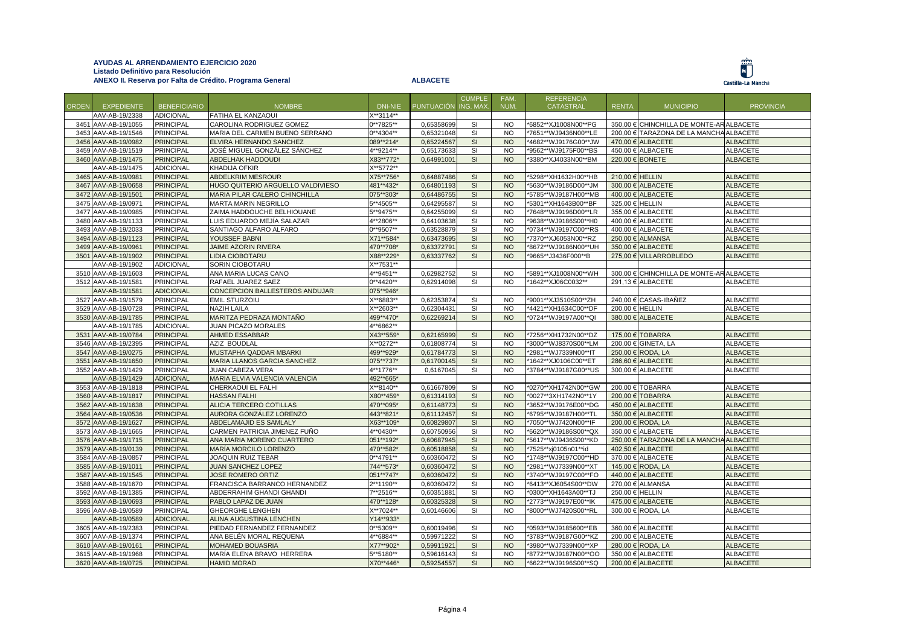**AYUDAS AL ARRENDAMIENTO EJERCICIO 2020**
**Listado Definitivo para Resolución**
**ANEXO II. Reserva por Falta de Crédito. Programa General** **ALBACETE**

| ORDEN | EXPEDIENTE | BENEFICIARIO | NOMBRE | DNI-NIE | PUNTUACIÓN | CUMPLE ING. MAX. | FAM. NUM. | REFERENCIA CATASTRAL | RENTA | MUNICIPIO | PROVINCIA |
|---|---|---|---|---|---|---|---|---|---|---|---|
| | AAV-AB-19/2338 | ADICIONAL | FATIHA EL KANZAOUI | X**3114** | | | | | | | |
| 3451 | AAV-AB-19/1055 | PRINCIPAL | CAROLINA RODRIGUEZ GOMEZ | 0**7825** | 0,65358699 | SI | NO | *6852**XJ1008N00**PG | 350,00 € | CHINCHILLA DE MONTE-AR | ALBACETE |
| 3453 | AAV-AB-19/1546 | PRINCIPAL | MARIA DEL CARMEN BUENO SERRANO | 0**4304** | 0,65321048 | SI | NO | *7651**WJ9436N00**LE | 200,00 € | TARAZONA DE LA MANCHA | ALBACETE |
| 3456 | AAV-AB-19/0982 | PRINCIPAL | ELVIRA HERNANDO SANCHEZ | 089**214* | 0,65224567 | SI | NO | *4682**WJ9176G00**JW | 470,00 € | ALBACETE | ALBACETE |
| 3459 | AAV-AB-19/1519 | PRINCIPAL | JOSÉ MIGUEL GONZÁLEZ SÁNCHEZ | 4**9214** | 0,65173633 | SI | NO | *9562**WJ9175F00**BS | 450,00 € | ALBACETE | ALBACETE |
| 3460 | AAV-AB-19/1475 | PRINCIPAL | ABDELHAK HADDOUDI | X83**772* | 0,64991001 | SI | NO | *3380**XJ4033N00**BM | 220,00 € | BONETE | ALBACETE |
| | AAV-AB-19/1475 | ADICIONAL | KHADIJA OFKIR | X**5772** | | | | | | | |
| 3465 | AAV-AB-19/0981 | PRINCIPAL | ABDELKRIM MESROUR | X75**756* | 0,64887486 | SI | NO | *5298**XH1632H00**HB | 210,00 € | HELLIN | ALBACETE |
| 3467 | AAV-AB-19/0658 | PRINCIPAL | HUGO QUITERIO ARGUELLO VALDIVIESO | 481**432* | 0,64801193 | SI | NO | *5630**WJ9186D00**JM | 300,00 € | ALBACETE | ALBACETE |
| 3472 | AAV-AB-19/1501 | PRINCIPAL | MARIA PILAR CALERO CHINCHILLA | 075**303* | 0,64486755 | SI | NO | *5785**WJ9187H00**MB | 400,00 € | ALBACETE | ALBACETE |
| 3475 | AAV-AB-19/0971 | PRINCIPAL | MARTA MARIN NEGRILLO | 5**4505** | 0,64295587 | SI | NO | *5301**XH1643B00**BF | 325,00 € | HELLIN | ALBACETE |
| 3477 | AAV-AB-19/0985 | PRINCIPAL | ZAIMA HADDOUCHE BELHIOUANE | 5**9475** | 0,64255099 | SI | NO | *7648**WJ9196D00**LR | 355,00 € | ALBACETE | ALBACETE |
| 3480 | AAV-AB-19/1133 | PRINCIPAL | LUIS EDUARDO MEJÍA SALAZAR | 4**2806** | 0,64103638 | SI | NO | *9638**WJ9186S00**H0 | 400,00 € | ALBACETE | ALBACETE |
| 3493 | AAV-AB-19/2033 | PRINCIPAL | SANTIAGO ALFARO ALFARO | 0**9507** | 0,63528879 | SI | NO | *0734**WJ9197C00**RS | 400,00 € | ALBACETE | ALBACETE |
| 3494 | AAV-AB-19/1123 | PRINCIPAL | YOUSSEF BABNI | X71**584* | 0,63473695 | SI | NO | *7370**XJ6053N00**RZ | 250,00 € | ALMANSA | ALBACETE |
| 3499 | AAV-AB-19/0961 | PRINCIPAL | JAIME AZORIN RIVERA | 470**708* | 0,63372791 | SI | NO | *8672**WJ9186N00**UH | 350,00 € | ALBACETE | ALBACETE |
| 3501 | AAV-AB-19/1902 | PRINCIPAL | LIDIA CIOBOTARU | X88**229* | 0,63337762 | SI | NO | *9665**J3436F000**B | 275,00 € | VILLARROBLEDO | ALBACETE |
| | AAV-AB-19/1902 | ADICIONAL | SORIN CIOBOTARU | X**7531** | | | | | | | |
| 3510 | AAV-AB-19/1603 | PRINCIPAL | ANA MARIA LUCAS CANO | 4**9451** | 0,62982752 | SI | NO | *5891**XJ1008N00**WH | 300,00 € | CHINCHILLA DE MONTE-AR | ALBACETE |
| 3512 | AAV-AB-19/1581 | PRINCIPAL | RAFAEL JUAREZ SAEZ | 0**4420** | 0,62914098 | SI | NO | *1642**XJ06C0032** | 291,13 € | ALBACETE | ALBACETE |
| | AAV-AB-19/1581 | ADICIONAL | CONCEPCION BALLESTEROS ANDUJAR | 075**946* | | | | | | | |
| 3527 | AAV-AB-19/1579 | PRINCIPAL | EMIL STURZOIU | X**6883** | 0,62353874 | SI | NO | *9001**XJ3510S00**ZH | 240,00 € | CASAS-IBAÑEZ | ALBACETE |
| 3529 | AAV-AB-19/0728 | PRINCIPAL | NAZIH LAILA | X**2603** | 0,62304431 | SI | NO | *4421**XH1634C00**DF | 200,00 € | HELLIN | ALBACETE |
| 3530 | AAV-AB-19/1785 | PRINCIPAL | MARITZA PEDRAZA MONTAÑO | 499**470* | 0,62269214 | SI | NO | *0724**WJ9197A00**QI | 380,00 € | ALBACETE | ALBACETE |
| | AAV-AB-19/1785 | ADICIONAL | JUAN PICAZO MORALES | 4**6862** | | | | | | | |
| 3531 | AAV-AB-19/0784 | PRINCIPAL | AHMED ESSABBAR | X43**559* | 0,62165999 | SI | NO | *7256**XH1732N00**DZ | 175,00 € | TOBARRA | ALBACETE |
| 3546 | AAV-AB-19/2395 | PRINCIPAL | AZIZ BOUDLAL | X**0272** | 0,61808774 | SI | NO | *3000**WJ8370S00**LM | 200,00 € | GINETA, LA | ALBACETE |
| 3547 | AAV-AB-19/0275 | PRINCIPAL | MUSTAPHA QADDAR MBARKI | 499**929* | 0,61784773 | SI | NO | *2981**WJ7339N00**IT | 250,00 € | RODA, LA | ALBACETE |
| 3551 | AAV-AB-19/1650 | PRINCIPAL | MARIA LLANOS GARCIA SANCHEZ | 075**737* | 0,61700145 | SI | NO | *1642**XJ0106C00**ET | 286,60 € | ALBACETE | ALBACETE |
| 3552 | AAV-AB-19/1429 | PRINCIPAL | JUAN CABEZA VERA | 4**1776** | 0,6167045 | SI | NO | *3784**WJ9187G00**US | 300,00 € | ALBACETE | ALBACETE |
| | AAV-AB-19/1429 | ADICIONAL | MARIA ELVIA VALENCIA VALENCIA | 492**665* | | | | | | | |
| 3553 | AAV-AB-19/1818 | PRINCIPAL | CHERKAOUI EL FALHI | X**8140** | 0,61667809 | SI | NO | *0270**XH1742N00**GW | 200,00 € | TOBARRA | ALBACETE |
| 3560 | AAV-AB-19/1817 | PRINCIPAL | HASSAN FALHI | X80**459* | 0,61314193 | SI | NO | *0027**3XH1742N0**1Y | 200,00 € | TOBARRA | ALBACETE |
| 3562 | AAV-AB-19/1638 | PRINCIPAL | ALICIA TERCERO COTILLAS | 470**095* | 0,61148773 | SI | NO | *3652**WJ9176E00**DG | 450,00 € | ALBACETE | ALBACETE |
| 3564 | AAV-AB-19/0536 | PRINCIPAL | AURORA GONZÁLEZ LORENZO | 443**821* | 0,61112457 | SI | NO | *6795**WJ9187H00**TL | 350,00 € | ALBACETE | ALBACETE |
| 3572 | AAV-AB-19/1627 | PRINCIPAL | ABDELAMAJID ES SAMLALY | X63**109* | 0,60829807 | SI | NO | *7050**WJ7420N00**IF | 200,00 € | RODA, LA | ALBACETE |
| 3573 | AAV-AB-19/1665 | PRINCIPAL | CARMEN PATRICIA JIMENEZ FUÑO | 4**0430** | 0,60750956 | SI | NO | *6620**WJ9186S00**QX | 350,00 € | ALBACETE | ALBACETE |
| 3576 | AAV-AB-19/1715 | PRINCIPAL | ANA MARIA MORENO CUARTERO | 051**192* | 0,60687945 | SI | NO | *5617**WJ9436S00**KD | 250,00 € | TARAZONA DE LA MANCHA | ALBACETE |
| 3579 | AAV-AB-19/0139 | PRINCIPAL | MARÍA MORCILO LORENZO | 470**582* | 0,60518858 | SI | NO | *7525**xj0105n01**id | 402,50 € | ALBACETE | ALBACETE |
| 3584 | AAV-AB-19/0857 | PRINCIPAL | JOAQUIN RUIZ TEBAR | 0**4791** | 0,60360472 | SI | NO | *1748**WJ9197C00**HD | 370,00 € | ALBACETE | ALBACETE |
| 3585 | AAV-AB-19/1011 | PRINCIPAL | JUAN SANCHEZ LOPEZ | 744**573* | 0,60360472 | SI | NO | *2981**WJ7339N00**XT | 145,00 € | RODA, LA | ALBACETE |
| 3587 | AAV-AB-19/1545 | PRINCIPAL | JOSE ROMERO ORTIZ | 051**747* | 0,60360472 | SI | NO | *3740**WJ9197C00**FO | 440,00 € | ALBACETE | ALBACETE |
| 3588 | AAV-AB-19/1670 | PRINCIPAL | FRANCISCA BARRANCO HERNANDEZ | 2**1190** | 0,60360472 | SI | NO | *6413**XJ6054S00**DW | 270,00 € | ALMANSA | ALBACETE |
| 3592 | AAV-AB-19/1385 | PRINCIPAL | ABDERRAHIM GHANDI GHANDI | 7**2516** | 0,60351881 | SI | NO | *0300**XH1643A00**TJ | 250,00 € | HELLIN | ALBACETE |
| 3593 | AAV-AB-19/0693 | PRINCIPAL | PABLO LAPAZ DE JUAN | 470**128* | 0,60325328 | SI | NO | *2773**WJ9197E00**IK | 475,00 € | ALBACETE | ALBACETE |
| 3596 | AAV-AB-19/0589 | PRINCIPAL | GHEORGHE LENGHEN | X**7024** | 0,60146606 | SI | NO | *8000**WJ7420S00**RL | 300,00 € | RODA, LA | ALBACETE |
| | AAV-AB-19/0589 | ADICIONAL | ALINA AUGUSTINA LENCHEN | Y14**933* | | | | | | | |
| 3605 | AAV-AB-19/2383 | PRINCIPAL | PIEDAD FERNANDEZ FERNANDEZ | 0**5309** | 0,60019496 | SI | NO | *0593**WJ9185600**EB | 360,00 € | ALBACETE | ALBACETE |
| 3607 | AAV-AB-19/1374 | PRINCIPAL | ANA BELÉN MORAL REQUENA | 4**6884** | 0,59971222 | SI | NO | *3783**WJ9187G00**KZ | 200,00 € | ALBACETE | ALBACETE |
| 3610 | AAV-AB-19/0161 | PRINCIPAL | MOHAMED BOUASRIA | X77**902* | 0,59911921 | SI | NO | *3980**WJ7339N00**XP | 280,00 € | RODA, LA | ALBACETE |
| 3615 | AAV-AB-19/1968 | PRINCIPAL | MARÍA ELENA BRAVO HERRERA | 5**5180** | 0,59616143 | SI | NO | *8772**WJ9187N00**OO | 350,00 € | ALBACETE | ALBACETE |
| 3620 | AAV-AB-19/0725 | PRINCIPAL | HAMID MORAD | X70**446* | 0,59254557 | SI | NO | *6622**WJ9196S00**SQ | 200,00 € | ALBACETE | ALBACETE |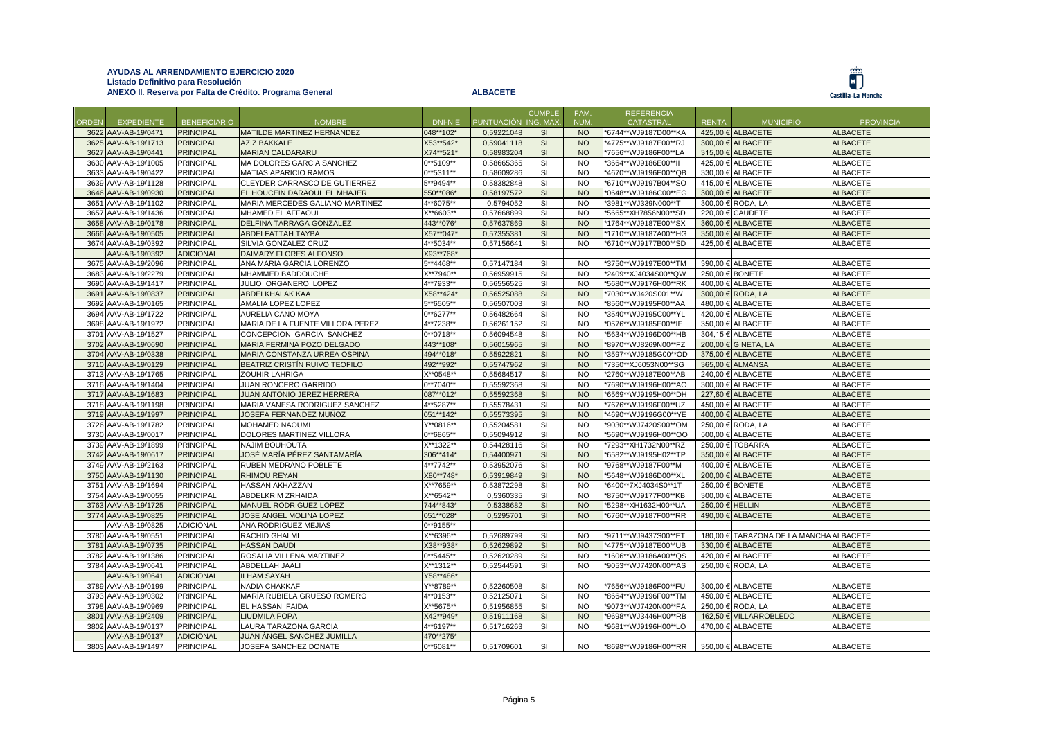**AYUDAS AL ARRENDAMIENTO EJERCICIO 2020**
**Listado Definitivo para Resolución**
**ANEXO II. Reserva por Falta de Crédito. Programa General** **ALBACETE**

| ORDEN | EXPEDIENTE | BENEFICIARIO | NOMBRE | DNI-NIE | PUNTUACIÓN | CUMPLE ING. MAX. | FAM. NUM. | REFERENCIA CATASTRAL | RENTA | MUNICIPIO | PROVINCIA |
|---|---|---|---|---|---|---|---|---|---|---|---|
| 3622 | AAV-AB-19/0471 | PRINCIPAL | MATILDE MARTINEZ HERNANDEZ | 048**102* | 0,59221048 | SI | NO | *6744**WJ9187D00**KA | 425,00 € | ALBACETE | ALBACETE |
| 3625 | AAV-AB-19/1713 | PRINCIPAL | AZIZ BAKKALE | X53**542* | 0,59041118 | SI | NO | *4775**WJ9187E00**RJ | 300,00 € | ALBACETE | ALBACETE |
| 3627 | AAV-AB-19/0441 | PRINCIPAL | MARIAN CALDARARU | X74**521* | 0,58983204 | SI | NO | *7656**WJ9186F00**LA | 315,00 € | ALBACETE | ALBACETE |
| 3630 | AAV-AB-19/1005 | PRINCIPAL | MA DOLORES GARCIA SANCHEZ | 0**5109** | 0,58665365 | SI | NO | *3664**WJ9186E00**II | 425,00 € | ALBACETE | ALBACETE |
| 3633 | AAV-AB-19/0422 | PRINCIPAL | MATIAS APARICIO RAMOS | 0**5311** | 0,58609286 | SI | NO | *4670**WJ9196E00**QB | 330,00 € | ALBACETE | ALBACETE |
| 3639 | AAV-AB-19/1128 | PRINCIPAL | CLEYDER CARRASCO DE GUTIERREZ | 5**9494** | 0,58382848 | SI | NO | *6710**WJ9197B04**SO | 415,00 € | ALBACETE | ALBACETE |
| 3646 | AAV-AB-19/0930 | PRINCIPAL | EL HOUCEIN DARAOUI EL MHAJER | 550**086* | 0,58197572 | SI | NO | *0648**WJ9186C00**EG | 300,00 € | ALBACETE | ALBACETE |
| 3651 | AAV-AB-19/1102 | PRINCIPAL | MARIA MERCEDES GALIANO MARTINEZ | 4**6075** | 0,5794052 | SI | NO | *3981**WJ339N000**T | 300,00 € | RODA, LA | ALBACETE |
| 3657 | AAV-AB-19/1436 | PRINCIPAL | MHAMED EL AFFAOUI | X**6603** | 0,57668899 | SI | NO | *5665**XH7856N00**SD | 220,00 € | CAUDETE | ALBACETE |
| 3658 | AAV-AB-19/0178 | PRINCIPAL | DELFINA TARRAGA GONZALEZ | 443**076* | 0,57637869 | SI | NO | *1764**WJ9187E00**SX | 360,00 € | ALBACETE | ALBACETE |
| 3666 | AAV-AB-19/0505 | PRINCIPAL | ABDELFATTAH TAYBA | X57**047* | 0,57355381 | SI | NO | *1710**WJ9187A00**HG | 350,00 € | ALBACETE | ALBACETE |
| 3674 | AAV-AB-19/0392 | PRINCIPAL | SILVIA GONZALEZ CRUZ | 4**5034** | 0,57156641 | SI | NO | *6710**WJ9177B00**SD | 425,00 € | ALBACETE | ALBACETE |
| | AAV-AB-19/0392 | ADICIONAL | DAIMARY FLORES ALFONSO | X93**768* | | | | | | | |
| 3675 | AAV-AB-19/2096 | PRINCIPAL | ANA MARIA GARCIA LORENZO | 5**4468** | 0,57147184 | SI | NO | *3750**WJ9197E00**TM | 390,00 € | ALBACETE | ALBACETE |
| 3683 | AAV-AB-19/2279 | PRINCIPAL | MHAMMED BADDOUCHE | X**7940** | 0,56959915 | SI | NO | *2409**XJ4034S00**QW | 250,00 € | BONETE | ALBACETE |
| 3690 | AAV-AB-19/1417 | PRINCIPAL | JULIO ORGANERO LOPEZ | 4**7933** | 0,56556525 | SI | NO | *5680**WJ9176H00**RK | 400,00 € | ALBACETE | ALBACETE |
| 3691 | AAV-AB-19/0837 | PRINCIPAL | ABDELKHALAK KAA | X58**424* | 0,56525088 | SI | NO | *7030**WJ420S001**W | 300,00 € | RODA, LA | ALBACETE |
| 3692 | AAV-AB-19/0165 | PRINCIPAL | AMALIA LOPEZ LOPEZ | 5**6505** | 0,56507003 | SI | NO | *8560**WJ9195F00**AA | 480,00 € | ALBACETE | ALBACETE |
| 3694 | AAV-AB-19/1722 | PRINCIPAL | AURELIA CANO MOYA | 0**6277** | 0,56482664 | SI | NO | *3540**WJ9195C00**YL | 420,00 € | ALBACETE | ALBACETE |
| 3698 | AAV-AB-19/1972 | PRINCIPAL | MARIA DE LA FUENTE VILLORA PEREZ | 4**7238** | 0,56261152 | SI | NO | *0576**WJ9185E00**IE | 350,00 € | ALBACETE | ALBACETE |
| 3701 | AAV-AB-19/1527 | PRINCIPAL | CONCEPCION GARCIA SANCHEZ | 0**0718** | 0,56094548 | SI | NO | *5634**WJ9196D00**HB | 304,15 € | ALBACETE | ALBACETE |
| 3702 | AAV-AB-19/0690 | PRINCIPAL | MARIA FERMINA POZO DELGADO | 443**108* | 0,56015965 | SI | NO | *8970**WJ8269N00**FZ | 200,00 € | GINETA, LA | ALBACETE |
| 3704 | AAV-AB-19/0338 | PRINCIPAL | MARIA CONSTANZA URREA OSPINA | 494**018* | 0,55922821 | SI | NO | *3597**WJ9185G00**OD | 375,00 € | ALBACETE | ALBACETE |
| 3710 | AAV-AB-19/0129 | PRINCIPAL | BEATRIZ CRISTÍN RUIVO TEOFILO | 492**992* | 0,55747962 | SI | NO | *7350**XJ6053N00**SG | 365,00 € | ALMANSA | ALBACETE |
| 3713 | AAV-AB-19/1765 | PRINCIPAL | ZOUHIR LAHRIGA | X**0548** | 0,55684517 | SI | NO | *2760**WJ9187E00**AB | 240,00 € | ALBACETE | ALBACETE |
| 3716 | AAV-AB-19/1404 | PRINCIPAL | JUAN RONCERO GARRIDO | 0**7040** | 0,55592368 | SI | NO | *7690**WJ9196H00**AO | 300,00 € | ALBACETE | ALBACETE |
| 3717 | AAV-AB-19/1683 | PRINCIPAL | JUAN ANTONIO JEREZ HERRERA | 087**012* | 0,55592368 | SI | NO | *6569**WJ9195H00**DH | 227,60 € | ALBACETE | ALBACETE |
| 3718 | AAV-AB-19/1198 | PRINCIPAL | MARIA VANESA RODRIGUEZ SANCHEZ | 4**5287** | 0,55578431 | SI | NO | *7676**WJ9196F00**UZ | 450,00 € | ALBACETE | ALBACETE |
| 3719 | AAV-AB-19/1997 | PRINCIPAL | JOSEFA FERNANDEZ MUÑOZ | 051**142* | 0,55573395 | SI | NO | *4690**WJ9196G00**YE | 400,00 € | ALBACETE | ALBACETE |
| 3726 | AAV-AB-19/1782 | PRINCIPAL | MOHAMED NAOUMI | Y**0816** | 0,55204581 | SI | NO | *9030**WJ7420S00**OM | 250,00 € | RODA, LA | ALBACETE |
| 3730 | AAV-AB-19/0017 | PRINCIPAL | DOLORES MARTINEZ VILLORA | 0**6865** | 0,55094912 | SI | NO | *5690**WJ9196H00**OO | 500,00 € | ALBACETE | ALBACETE |
| 3739 | AAV-AB-19/1899 | PRINCIPAL | NAJIM BOUHOUTA | X**1322** | 0,54428116 | SI | NO | *7293**XH1732N00**RZ | 250,00 € | TOBARRA | ALBACETE |
| 3742 | AAV-AB-19/0617 | PRINCIPAL | JOSÉ MARÍA PÉREZ SANTAMARÍA | 306**414* | 0,54400971 | SI | NO | *6582**WJ9195H02**TP | 350,00 € | ALBACETE | ALBACETE |
| 3749 | AAV-AB-19/2163 | PRINCIPAL | RUBEN MEDRANO POBLETE | 4**7742** | 0,53952076 | SI | NO | *9768**WJ9187F00**M | 400,00 € | ALBACETE | ALBACETE |
| 3750 | AAV-AB-19/1130 | PRINCIPAL | RHIMOU REYAN | X80**748* | 0,53919849 | SI | NO | *5648**WJ9186D00**XL | 200,00 € | ALBACETE | ALBACETE |
| 3751 | AAV-AB-19/1694 | PRINCIPAL | HASSAN AKHAZZAN | X**7659** | 0,53872298 | SI | NO | *6400**7XJ4034S0**1T | 250,00 € | BONETE | ALBACETE |
| 3754 | AAV-AB-19/0055 | PRINCIPAL | ABDELKRIM ZRHAIDA | X**6542** | 0,5360335 | SI | NO | *8750**WJ9177F00**KB | 300,00 € | ALBACETE | ALBACETE |
| 3763 | AAV-AB-19/1725 | PRINCIPAL | MANUEL RODRIGUEZ LOPEZ | 744**843* | 0,5338682 | SI | NO | *5298**XH1632H00**UA | 250,00 € | HELLIN | ALBACETE |
| 3774 | AAV-AB-19/0825 | PRINCIPAL | JOSE ANGEL MOLINA LOPEZ | 051**028* | 0,5295701 | SI | NO | *6760**WJ9187F00**RR | 490,00 € | ALBACETE | ALBACETE |
| | AAV-AB-19/0825 | ADICIONAL | ANA RODRIGUEZ MEJIAS | 0**9155** | | | | | | | |
| 3780 | AAV-AB-19/0551 | PRINCIPAL | RACHID GHALMI | X**6396** | 0,52689799 | SI | NO | *9711**WJ9437S00**ET | 180,00 € | TARAZONA DE LA MANCHA | ALBACETE |
| 3781 | AAV-AB-19/0735 | PRINCIPAL | HASSAN DAUDI | X38**938* | 0,52629892 | SI | NO | *4775**WJ9187E00**UB | 330,00 € | ALBACETE | ALBACETE |
| 3782 | AAV-AB-19/1386 | PRINCIPAL | ROSALIA VILLENA MARTINEZ | 0**5445** | 0,52620289 | SI | NO | *1606**WJ9186A00**QS | 420,00 € | ALBACETE | ALBACETE |
| 3784 | AAV-AB-19/0641 | PRINCIPAL | ABDELLAH JAALI | X**1312** | 0,52544591 | SI | NO | *9053**WJ7420N00**AS | 250,00 € | RODA, LA | ALBACETE |
| | AAV-AB-19/0641 | ADICIONAL | ILHAM SAYAH | Y58**486* | | | | | | | |
| 3789 | AAV-AB-19/0199 | PRINCIPAL | NADIA CHAKKAF | Y**8789** | 0,52260508 | SI | NO | *7656**WJ9186F00**FU | 300,00 € | ALBACETE | ALBACETE |
| 3793 | AAV-AB-19/0302 | PRINCIPAL | MARÍA RUBIELA GRUESO ROMERO | 4**0153** | 0,52125071 | SI | NO | *8664**WJ9196F00**TM | 450,00 € | ALBACETE | ALBACETE |
| 3798 | AAV-AB-19/0969 | PRINCIPAL | EL HASSAN FAIDA | X**5675** | 0,51956855 | SI | NO | *9073**WJ7420N00**FA | 250,00 € | RODA, LA | ALBACETE |
| 3801 | AAV-AB-19/2409 | PRINCIPAL | LIUDMILA POPA | X42**949* | 0,51911168 | SI | NO | *9698**WJ3446H00**RB | 162,50 € | VILLARROBLEDO | ALBACETE |
| 3802 | AAV-AB-19/0137 | PRINCIPAL | LAURA TARAZONA GARCIA | 4**6197** | 0,51716263 | SI | NO | *9681**WJ9196H00**LO | 470,00 € | ALBACETE | ALBACETE |
| | AAV-AB-19/0137 | ADICIONAL | JUAN ÁNGEL SANCHEZ JUMILLA | 470**275* | | | | | | | |
| 3803 | AAV-AB-19/1497 | PRINCIPAL | JOSEFA SANCHEZ DONATE | 0**6081** | 0,51709601 | SI | NO | *8698**WJ9186H00**RR | 350,00 € | ALBACETE | ALBACETE |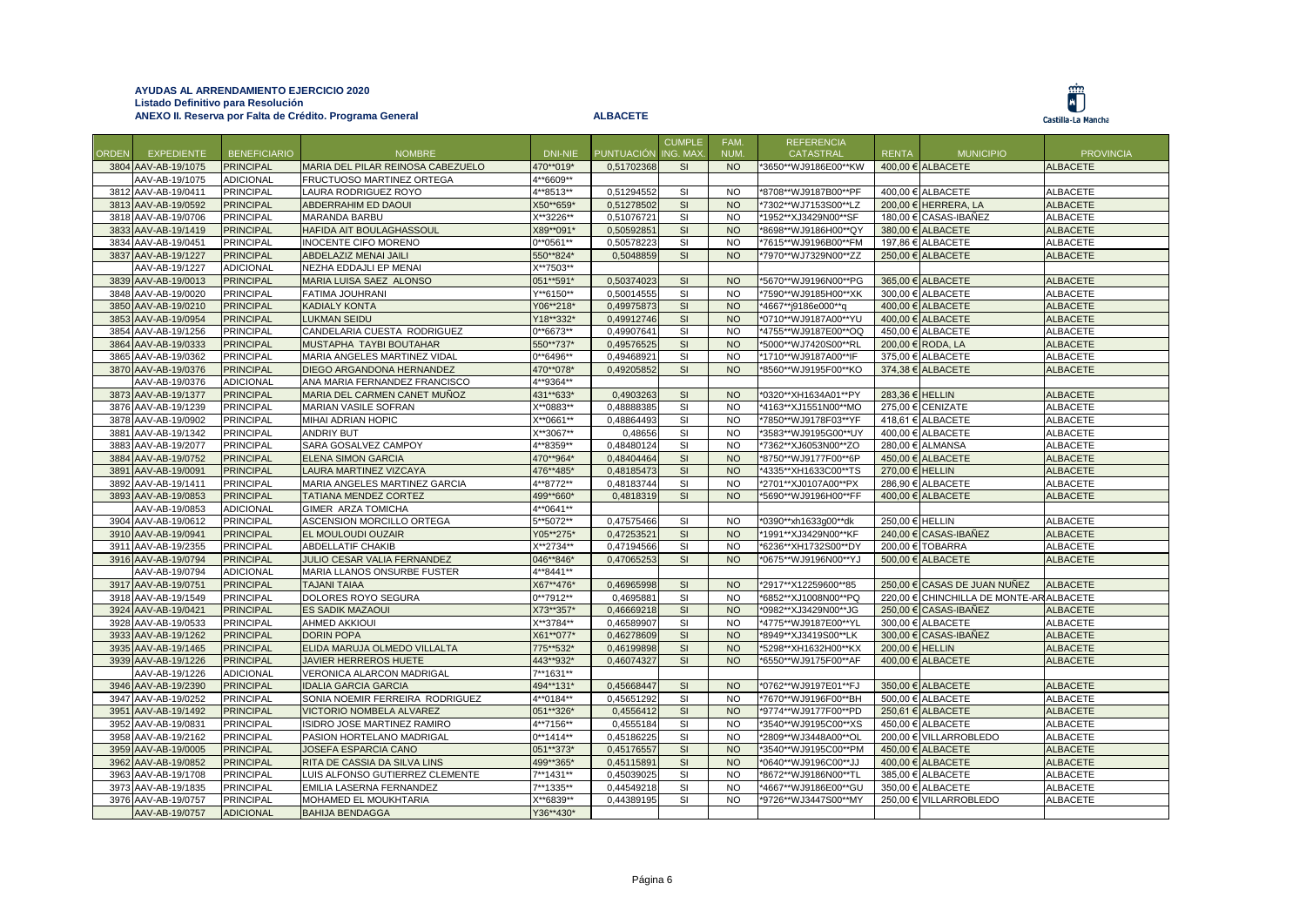**AYUDAS AL ARRENDAMIENTO EJERCICIO 2020**
**Listado Definitivo para Resolución**
**ANEXO II. Reserva por Falta de Crédito. Programa General** **ALBACETE**

| ORDEN | EXPEDIENTE | BENEFICIARIO | NOMBRE | DNI-NIE | PUNTUACIÓN | CUMPLE ING. MAX. | FAM. NUM. | REFERENCIA CATASTRAL | RENTA | MUNICIPIO | PROVINCIA |
|---|---|---|---|---|---|---|---|---|---|---|---|
| 3804 | AAV-AB-19/1075 | PRINCIPAL | MARIA DEL PILAR REINOSA CABEZUELO | 470**019* | 0,51702368 | SI | NO | *3650**WJ9186E00**KW | 400,00 € | ALBACETE | ALBACETE |
| | AAV-AB-19/1075 | ADICIONAL | FRUCTUOSO MARTINEZ ORTEGA | 4**6609** | | | | | | | |
| 3812 | AAV-AB-19/0411 | PRINCIPAL | LAURA RODRIGUEZ ROYO | 4**8513** | 0,51294552 | SI | NO | *8708**WJ9187B00**PF | 400,00 € | ALBACETE | ALBACETE |
| 3813 | AAV-AB-19/0592 | PRINCIPAL | ABDERRAHIM ED DAOUI | X50**659* | 0,51278502 | SI | NO | *7302**WJ7153S00**LZ | 200,00 € | HERRERA, LA | ALBACETE |
| 3818 | AAV-AB-19/0706 | PRINCIPAL | MARANDA BARBU | X**3226** | 0,51076721 | SI | NO | *1952**XJ3429N00**SF | 180,00 € | CASAS-IBAÑEZ | ALBACETE |
| 3833 | AAV-AB-19/1419 | PRINCIPAL | HAFIDA AIT BOULAGHASSOUL | X89**091* | 0,50592851 | SI | NO | *8698**WJ9186H00**QY | 380,00 € | ALBACETE | ALBACETE |
| 3834 | AAV-AB-19/0451 | PRINCIPAL | INOCENTE CIFO MORENO | 0**0561** | 0,50578223 | SI | NO | *7615**WJ9196B00**FM | 197,86 € | ALBACETE | ALBACETE |
| 3837 | AAV-AB-19/1227 | PRINCIPAL | ABDELAZIZ MENAI JAILI | 550**824* | 0,5048859 | SI | NO | *7970**WJ7329N00**ZZ | 250,00 € | ALBACETE | ALBACETE |
| | AAV-AB-19/1227 | ADICIONAL | NEZHA EDDAJLI EP MENAI | X**7503** | | | | | | | |
| 3839 | AAV-AB-19/0013 | PRINCIPAL | MARIA LUISA SAEZ ALONSO | 051**591* | 0,50374023 | SI | NO | *5670**WJ9196N00**PG | 365,00 € | ALBACETE | ALBACETE |
| 3848 | AAV-AB-19/0020 | PRINCIPAL | FATIMA JOUHRANI | Y**6150** | 0,50014555 | SI | NO | *7590**WJ9185H00**XK | 300,00 € | ALBACETE | ALBACETE |
| 3850 | AAV-AB-19/0210 | PRINCIPAL | KADIALY KONTA | Y06**218* | 0,49975873 | SI | NO | *4667**j9186e000**q | 400,00 € | ALBACETE | ALBACETE |
| 3853 | AAV-AB-19/0954 | PRINCIPAL | LUKMAN SEIDU | Y18**332* | 0,49912746 | SI | NO | *0710**WJ9187A00**YU | 400,00 € | ALBACETE | ALBACETE |
| 3854 | AAV-AB-19/1256 | PRINCIPAL | CANDELARIA CUESTA RODRIGUEZ | 0**6673** | 0,49907641 | SI | NO | *4755**WJ9187E00**OQ | 450,00 € | ALBACETE | ALBACETE |
| 3864 | AAV-AB-19/0333 | PRINCIPAL | MUSTAPHA TAYBI BOUTAHAR | 550**737* | 0,49576525 | SI | NO | *5000**WJ7420S00**RL | 200,00 € | RODA, LA | ALBACETE |
| 3865 | AAV-AB-19/0362 | PRINCIPAL | MARIA ANGELES MARTINEZ VIDAL | 0**6496** | 0,49468921 | SI | NO | *1710**WJ9187A00**IF | 375,00 € | ALBACETE | ALBACETE |
| 3870 | AAV-AB-19/0376 | PRINCIPAL | DIEGO ARGANDONA HERNANDEZ | 470**078* | 0,49205852 | SI | NO | *8560**WJ9195F00**KO | 374,38 € | ALBACETE | ALBACETE |
| | AAV-AB-19/0376 | ADICIONAL | ANA MARIA FERNANDEZ FRANCISCO | 4**9364** | | | | | | | |
| 3873 | AAV-AB-19/1377 | PRINCIPAL | MARIA DEL CARMEN CANET MUÑOZ | 431**633* | 0,4903263 | SI | NO | *0320**XH1634A01**PY | 283,36 € | HELLIN | ALBACETE |
| 3876 | AAV-AB-19/1239 | PRINCIPAL | MARIAN VASILE SOFRAN | X**0883** | 0,48888385 | SI | NO | *4163**XJ1551N00**MO | 275,00 € | CENIZATE | ALBACETE |
| 3878 | AAV-AB-19/0902 | PRINCIPAL | MIHAI ADRIAN HOPIC | X**0661** | 0,48864493 | SI | NO | *7850**WJ9178F03**YF | 418,61 € | ALBACETE | ALBACETE |
| 3881 | AAV-AB-19/1342 | PRINCIPAL | ANDRIY BUT | X**3067** | 0,48656 | SI | NO | *3583**WJ9195G00**UY | 400,00 € | ALBACETE | ALBACETE |
| 3883 | AAV-AB-19/2077 | PRINCIPAL | SARA GOSALVEZ CAMPOY | 4**8359** | 0,48480124 | SI | NO | *7362**XJ6053N00**ZO | 280,00 € | ALMANSA | ALBACETE |
| 3884 | AAV-AB-19/0752 | PRINCIPAL | ELENA SIMON GARCIA | 470**964* | 0,48404464 | SI | NO | *8750**WJ9177F00**6P | 450,00 € | ALBACETE | ALBACETE |
| 3891 | AAV-AB-19/0091 | PRINCIPAL | LAURA MARTINEZ VIZCAYA | 476**485* | 0,48185473 | SI | NO | *4335**XH1633C00**TS | 270,00 € | HELLIN | ALBACETE |
| 3892 | AAV-AB-19/1411 | PRINCIPAL | MARIA ANGELES MARTINEZ GARCIA | 4**8772** | 0,48183744 | SI | NO | *2701**XJ0107A00**PX | 286,90 € | ALBACETE | ALBACETE |
| 3893 | AAV-AB-19/0853 | PRINCIPAL | TATIANA MENDEZ CORTEZ | 499**660* | 0,4818319 | SI | NO | *5690**WJ9196H00**FF | 400,00 € | ALBACETE | ALBACETE |
| | AAV-AB-19/0853 | ADICIONAL | GIMER ARZA TOMICHA | 4**0641** | | | | | | | |
| 3904 | AAV-AB-19/0612 | PRINCIPAL | ASCENSION MORCILLO ORTEGA | 5**5072** | 0,47575466 | SI | NO | *0390**xh1633g00**dk | 250,00 € | HELLIN | ALBACETE |
| 3910 | AAV-AB-19/0941 | PRINCIPAL | EL MOULOUDI OUZAIR | Y05**275* | 0,47253521 | SI | NO | *1991**XJ3429N00**KF | 240,00 € | CASAS-IBAÑEZ | ALBACETE |
| 3911 | AAV-AB-19/2355 | PRINCIPAL | ABDELLATIF CHAKIB | X**2734** | 0,47194566 | SI | NO | *6236**XH1732S00**DY | 200,00 € | TOBARRA | ALBACETE |
| 3916 | AAV-AB-19/0794 | PRINCIPAL | JULIO CESAR VALIA FERNANDEZ | 046**846* | 0,47065253 | SI | NO | *0675**WJ9196N00**YJ | 500,00 € | ALBACETE | ALBACETE |
| | AAV-AB-19/0794 | ADICIONAL | MARIA LLANOS ONSURBE FUSTER | 4**8441** | | | | | | | |
| 3917 | AAV-AB-19/0751 | PRINCIPAL | TAJANI TAIAA | X67**476* | 0,46965998 | SI | NO | *2917**X12259600**85 | 250,00 € | CASAS DE JUAN NUÑEZ | ALBACETE |
| 3918 | AAV-AB-19/1549 | PRINCIPAL | DOLORES ROYO SEGURA | 0**7912** | 0,4695881 | SI | NO | *6852**XJ1008N00**PQ | 220,00 € | CHINCHILLA DE MONTE-AR | ALBACETE |
| 3924 | AAV-AB-19/0421 | PRINCIPAL | ES SADIK MAZAOUI | X73**357* | 0,46669218 | SI | NO | *0982**XJ3429N00**JG | 250,00 € | CASAS-IBAÑEZ | ALBACETE |
| 3928 | AAV-AB-19/0533 | PRINCIPAL | AHMED AKKIOUI | X**3784** | 0,46589907 | SI | NO | *4775**WJ9187E00**YL | 300,00 € | ALBACETE | ALBACETE |
| 3933 | AAV-AB-19/1262 | PRINCIPAL | DORIN POPA | X61**077* | 0,46278609 | SI | NO | *8949**XJ3419S00**LK | 300,00 € | CASAS-IBAÑEZ | ALBACETE |
| 3935 | AAV-AB-19/1465 | PRINCIPAL | ELIDA MARUJA OLMEDO VILLALTA | 775**532* | 0,46199898 | SI | NO | *5298**XH1632H00**KX | 200,00 € | HELLIN | ALBACETE |
| 3939 | AAV-AB-19/1226 | PRINCIPAL | JAVIER HERREROS HUETE | 443**932* | 0,46074327 | SI | NO | *6550**WJ9175F00**AF | 400,00 € | ALBACETE | ALBACETE |
| | AAV-AB-19/1226 | ADICIONAL | VERONICA ALARCON MADRIGAL | 7**1631** | | | | | | | |
| 3946 | AAV-AB-19/2390 | PRINCIPAL | IDALIA GARCIA GARCIA | 494**131* | 0,45668447 | SI | NO | *0762**WJ9197E01**FJ | 350,00 € | ALBACETE | ALBACETE |
| 3947 | AAV-AB-19/0252 | PRINCIPAL | SONIA NOEMIR FERREIRA RODRIGUEZ | 4**0184** | 0,45651292 | SI | NO | *7670**WJ9196F00**BH | 500,00 € | ALBACETE | ALBACETE |
| 3951 | AAV-AB-19/1492 | PRINCIPAL | VICTORIO NOMBELA ALVAREZ | 051**326* | 0,4556412 | SI | NO | *9774**WJ9177F00**PD | 250,61 € | ALBACETE | ALBACETE |
| 3952 | AAV-AB-19/0831 | PRINCIPAL | ISIDRO JOSE MARTINEZ RAMIRO | 4**7156** | 0,4555184 | SI | NO | *3540**WJ9195C00**XS | 450,00 € | ALBACETE | ALBACETE |
| 3958 | AAV-AB-19/2162 | PRINCIPAL | PASION HORTELANO MADRIGAL | 0**1414** | 0,45186225 | SI | NO | *2809**WJ3448A00**OL | 200,00 € | VILLARROBLEDO | ALBACETE |
| 3959 | AAV-AB-19/0005 | PRINCIPAL | JOSEFA ESPARCIA CANO | 051**373* | 0,45176557 | SI | NO | *3540**WJ9195C00**PM | 450,00 € | ALBACETE | ALBACETE |
| 3962 | AAV-AB-19/0852 | PRINCIPAL | RITA DE CASSIA DA SILVA LINS | 499**365* | 0,45115891 | SI | NO | *0640**WJ9196C00**JJ | 400,00 € | ALBACETE | ALBACETE |
| 3963 | AAV-AB-19/1708 | PRINCIPAL | LUIS ALFONSO GUTIERREZ CLEMENTE | 7**1431** | 0,45039025 | SI | NO | *8672**WJ9186N00**TL | 385,00 € | ALBACETE | ALBACETE |
| 3973 | AAV-AB-19/1835 | PRINCIPAL | EMILIA LASERNA FERNANDEZ | 7**1335** | 0,44549218 | SI | NO | *4667**WJ9186E00**GU | 350,00 € | ALBACETE | ALBACETE |
| 3976 | AAV-AB-19/0757 | PRINCIPAL | MOHAMED EL MOUKHTARIA | X**6839** | 0,44389195 | SI | NO | *9726**WJ3447S00**MY | 250,00 € | VILLARROBLEDO | ALBACETE |
| | AAV-AB-19/0757 | ADICIONAL | BAHIJA BENDAGGA | Y36**430* | | | | | | | |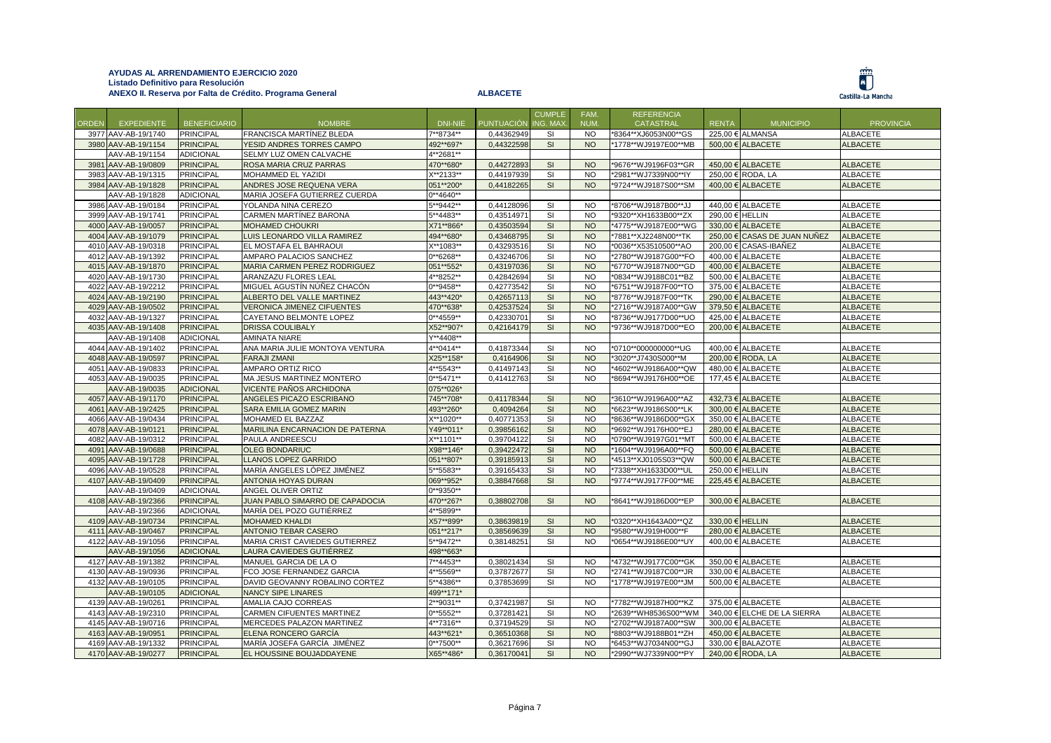**AYUDAS AL ARRENDAMIENTO EJERCICIO 2020**
**Listado Definitivo para Resolución**
**ANEXO II. Reserva por Falta de Crédito. Programa General** **ALBACETE**

| ORDEN | EXPEDIENTE | BENEFICIARIO | NOMBRE | DNI-NIE | PUNTUACIÓN | CUMPLE ING. MAX. | FAM. NUM. | REFERENCIA CATASTRAL | RENTA | MUNICIPIO | PROVINCIA |
|---|---|---|---|---|---|---|---|---|---|---|---|
| 3977 | AAV-AB-19/1740 | PRINCIPAL | FRANCISCA MARTÍNEZ BLEDA | 7**8734** | 0,44362949 | SI | NO | *8364**XJ6053N00**GS | 225,00 € | ALMANSA | ALBACETE |
| 3980 | AAV-AB-19/1154 | PRINCIPAL | YESID ANDRES TORRES CAMPO | 492**697* | 0,44322598 | SI | NO | *1778**WJ9197E00**MB | 500,00 € | ALBACETE | ALBACETE |
| | AAV-AB-19/1154 | ADICIONAL | SELMY LUZ OMEN CALVACHE | 4**2681** | | | | | | | |
| 3981 | AAV-AB-19/0809 | PRINCIPAL | ROSA MARIA CRUZ PARRAS | 470**680* | 0,44272893 | SI | NO | *9676**WJ9196F03**GR | 450,00 € | ALBACETE | ALBACETE |
| 3983 | AAV-AB-19/1315 | PRINCIPAL | MOHAMMED EL YAZIDI | X**2133** | 0,44197939 | SI | NO | *2981**WJ7339N00**IY | 250,00 € | RODA, LA | ALBACETE |
| 3984 | AAV-AB-19/1828 | PRINCIPAL | ANDRES JOSE REQUENA VERA | 051**200* | 0,44182265 | SI | NO | *9724**WJ9187S00**SM | 400,00 € | ALBACETE | ALBACETE |
| | AAV-AB-19/1828 | ADICIONAL | MARIA JOSEFA GUTIERREZ CUERDA | 0**4640** | | | | | | | |
| 3986 | AAV-AB-19/0184 | PRINCIPAL | YOLANDA NINA CEREZO | 5**9442** | 0,44128096 | SI | NO | *8706**WJ9187B00**JJ | 440,00 € | ALBACETE | ALBACETE |
| 3999 | AAV-AB-19/1741 | PRINCIPAL | CARMEN MARTÍNEZ BARONA | 5**4483** | 0,43514971 | SI | NO | *9320**XH1633B00**ZX | 290,00 € | HELLIN | ALBACETE |
| 4000 | AAV-AB-19/0057 | PRINCIPAL | MOHAMED CHOUKRI | X71**866* | 0,43503594 | SI | NO | *4775**WJ9187E00**WG | 330,00 € | ALBACETE | ALBACETE |
| 4004 | AAV-AB-19/1079 | PRINCIPAL | LUIS LEONARDO VILLA RAMIREZ | 494**680* | 0,43468795 | SI | NO | *7881**XJ2248N00**TK | 250,00 € | CASAS DE JUAN NUÑEZ | ALBACETE |
| 4010 | AAV-AB-19/0318 | PRINCIPAL | EL MOSTAFA EL BAHRAOUI | X**1083** | 0,43293516 | SI | NO | *0036**X53510500**AO | 200,00 € | CASAS-IBAÑEZ | ALBACETE |
| 4012 | AAV-AB-19/1392 | PRINCIPAL | AMPARO PALACIOS SANCHEZ | 0**6268** | 0,43246706 | SI | NO | *2780**WJ9187G00**FO | 400,00 € | ALBACETE | ALBACETE |
| 4015 | AAV-AB-19/1870 | PRINCIPAL | MARIA CARMEN PEREZ RODRIGUEZ | 051**552* | 0,43197036 | SI | NO | *6770**WJ9187N00**GD | 400,00 € | ALBACETE | ALBACETE |
| 4020 | AAV-AB-19/1730 | PRINCIPAL | ARANZAZU FLORES LEAL | 4**8252** | 0,42842694 | SI | NO | *0834**WJ9188C01**BZ | 500,00 € | ALBACETE | ALBACETE |
| 4022 | AAV-AB-19/2212 | PRINCIPAL | MIGUEL AGUSTÍN NÚÑEZ CHACÓN | 0**9458** | 0,42773542 | SI | NO | *6751**WJ9187F00**TO | 375,00 € | ALBACETE | ALBACETE |
| 4024 | AAV-AB-19/2190 | PRINCIPAL | ALBERTO DEL VALLE MARTINEZ | 443**420* | 0,42657113 | SI | NO | *8776**WJ9187F00**TK | 290,00 € | ALBACETE | ALBACETE |
| 4029 | AAV-AB-19/0502 | PRINCIPAL | VERONICA JIMENEZ CIFUENTES | 470**638* | 0,42537524 | SI | NO | *2716**WJ9187A00**GW | 379,50 € | ALBACETE | ALBACETE |
| 4032 | AAV-AB-19/1327 | PRINCIPAL | CAYETANO BELMONTE LOPEZ | 0**4559** | 0,42330701 | SI | NO | *8736**WJ9177D00**UO | 425,00 € | ALBACETE | ALBACETE |
| 4035 | AAV-AB-19/1408 | PRINCIPAL | DRISSA COULIBALY | X52**907* | 0,42164179 | SI | NO | *9736**WJ9187D00**EO | 200,00 € | ALBACETE | ALBACETE |
| | AAV-AB-19/1408 | ADICIONAL | AMINATA NIARE | Y**4408** | | | | | | | |
| 4044 | AAV-AB-19/1402 | PRINCIPAL | ANA MARIA JULIE MONTOYA VENTURA | 4**0414** | 0,41873344 | SI | NO | *0710**000000000**UG | 400,00 € | ALBACETE | ALBACETE |
| 4048 | AAV-AB-19/0597 | PRINCIPAL | FARAJI ZMANI | X25**158* | 0,4164906 | SI | NO | *3020**J7430S000**M | 200,00 € | RODA, LA | ALBACETE |
| 4051 | AAV-AB-19/0833 | PRINCIPAL | AMPARO ORTIZ RICO | 4**5543** | 0,41497143 | SI | NO | *4602**WJ9186A00**QW | 480,00 € | ALBACETE | ALBACETE |
| 4053 | AAV-AB-19/0035 | PRINCIPAL | MA JESUS MARTINEZ MONTERO | 0**5471** | 0,41412763 | SI | NO | *8694**WJ9176H00**OE | 177,45 € | ALBACETE | ALBACETE |
| | AAV-AB-19/0035 | ADICIONAL | VICENTE PAÑOS ARCHIDONA | 075**026* | | | | | | | |
| 4057 | AAV-AB-19/1170 | PRINCIPAL | ANGELES PICAZO ESCRIBANO | 745**708* | 0,41178344 | SI | NO | *3610**WJ9196A00**AZ | 432,73 € | ALBACETE | ALBACETE |
| 4061 | AAV-AB-19/2425 | PRINCIPAL | SARA EMILIA GOMEZ MARIN | 493**260* | 0,4094264 | SI | NO | *6623**WJ9186S00**LK | 300,00 € | ALBACETE | ALBACETE |
| 4066 | AAV-AB-19/0434 | PRINCIPAL | MOHAMED EL BAZZAZ | X**1020** | 0,40771353 | SI | NO | *8636**WJ9186D00**GX | 350,00 € | ALBACETE | ALBACETE |
| 4078 | AAV-AB-19/0121 | PRINCIPAL | MARILINA ENCARNACION DE PATERNA | Y49**011* | 0,39856162 | SI | NO | *9692**WJ9176H00**EJ | 280,00 € | ALBACETE | ALBACETE |
| 4082 | AAV-AB-19/0312 | PRINCIPAL | PAULA ANDREESCU | X**1101** | 0,39704122 | SI | NO | *0790**WJ9197G01**MT | 500,00 € | ALBACETE | ALBACETE |
| 4091 | AAV-AB-19/0688 | PRINCIPAL | OLEG BONDARIUC | X98**146* | 0,39422472 | SI | NO | *1604**WJ9196A00**FQ | 500,00 € | ALBACETE | ALBACETE |
| 4095 | AAV-AB-19/1728 | PRINCIPAL | LLANOS LOPEZ GARRIDO | 051**807* | 0,39185913 | SI | NO | *4513**XJ0105S03**QW | 500,00 € | ALBACETE | ALBACETE |
| 4096 | AAV-AB-19/0528 | PRINCIPAL | MARÍA ÁNGELES LÓPEZ JIMÉNEZ | 5**5583** | 0,39165433 | SI | NO | *7338**XH1633D00**UL | 250,00 € | HELLIN | ALBACETE |
| 4107 | AAV-AB-19/0409 | PRINCIPAL | ANTONIA HOYAS DURAN | 069**952* | 0,38847668 | SI | NO | *9774**WJ9177F00**ME | 225,45 € | ALBACETE | ALBACETE |
| | AAV-AB-19/0409 | ADICIONAL | ANGEL OLIVER ORTIZ | 0**9350** | | | | | | | |
| 4108 | AAV-AB-19/2366 | PRINCIPAL | JUAN PABLO SIMARRO DE CAPADOCIA | 470**267* | 0,38802708 | SI | NO | *8641**WJ9186D00**EP | 300,00 € | ALBACETE | ALBACETE |
| | AAV-AB-19/2366 | ADICIONAL | MARÍA DEL POZO GUTIÉRREZ | 4**5899** | | | | | | | |
| 4109 | AAV-AB-19/0734 | PRINCIPAL | MOHAMED KHALDI | X57**899* | 0,38639819 | SI | NO | *0320**XH1643A00**QZ | 330,00 € | HELLIN | ALBACETE |
| 4111 | AAV-AB-19/0467 | PRINCIPAL | ANTONIO TEBAR CASERO | 051**217* | 0,38569639 | SI | NO | *9580**WJ919H000**F | 280,00 € | ALBACETE | ALBACETE |
| 4122 | AAV-AB-19/1056 | PRINCIPAL | MARIA CRIST CAVIEDES GUTIERREZ | 5**9472** | 0,38148251 | SI | NO | *0654**WJ9186E00**UY | 400,00 € | ALBACETE | ALBACETE |
| | AAV-AB-19/1056 | ADICIONAL | LAURA CAVIEDES GUTIÉRREZ | 498**663* | | | | | | | |
| 4127 | AAV-AB-19/1382 | PRINCIPAL | MANUEL GARCIA DE LA O | 7**4453** | 0,38021434 | SI | NO | *4732**WJ9177C00**GK | 350,00 € | ALBACETE | ALBACETE |
| 4130 | AAV-AB-19/0936 | PRINCIPAL | FCO JOSE FERNANDEZ GARCIA | 4**5569** | 0,37872677 | SI | NO | *2741**WJ9187C00**JR | 330,00 € | ALBACETE | ALBACETE |
| 4132 | AAV-AB-19/0105 | PRINCIPAL | DAVID GEOVANNY ROBALINO CORTEZ | 5**4386** | 0,37853699 | SI | NO | *1778**WJ9197E00**JM | 500,00 € | ALBACETE | ALBACETE |
| | AAV-AB-19/0105 | ADICIONAL | NANCY SIPE LINARES | 499**171* | | | | | | | |
| 4139 | AAV-AB-19/0261 | PRINCIPAL | AMALIA CAJO CORREAS | 2**9031** | 0,37421987 | SI | NO | *7782**WJ9187H00**KZ | 375,00 € | ALBACETE | ALBACETE |
| 4143 | AAV-AB-19/2310 | PRINCIPAL | CARMEN CIFUENTES MARTINEZ | 0**5552** | 0,37281421 | SI | NO | *2639**WH8536S00**WM | 340,00 € | ELCHE DE LA SIERRA | ALBACETE |
| 4145 | AAV-AB-19/0716 | PRINCIPAL | MERCEDES PALAZON MARTINEZ | 4**7316** | 0,37194529 | SI | NO | *2702**WJ9187A00**SW | 300,00 € | ALBACETE | ALBACETE |
| 4163 | AAV-AB-19/0951 | PRINCIPAL | ELENA RONCERO GARCÍA | 443**621* | 0,36510368 | SI | NO | *8803**WJ9188B01**ZH | 450,00 € | ALBACETE | ALBACETE |
| 4169 | AAV-AB-19/1332 | PRINCIPAL | MARÍA JOSEFA GARCÍA JIMÉNEZ | 0**7500** | 0,36217696 | SI | NO | *6453**WJ7034N00**GJ | 330,00 € | BALAZOTE | ALBACETE |
| 4170 | AAV-AB-19/0277 | PRINCIPAL | EL HOUSSINE BOUJADDAYENE | X65**486* | 0,36170041 | SI | NO | *2990**WJ7339N00**PY | 240,00 € | RODA, LA | ALBACETE |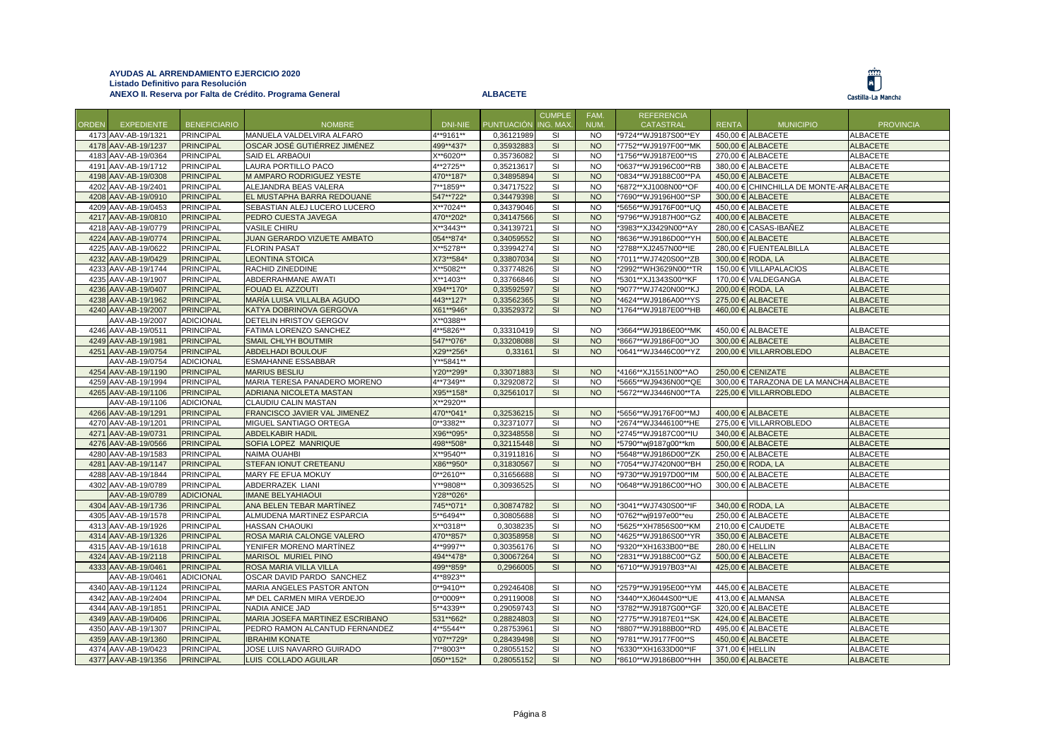**AYUDAS AL ARRENDAMIENTO EJERCICIO 2020**
**Listado Definitivo para Resolución**
**ANEXO II. Reserva por Falta de Crédito. Programa General** **ALBACETE**

| ORDEN | EXPEDIENTE | BENEFICIARIO | NOMBRE | DNI-NIE | PUNTUACIÓN | CUMPLE ING. MAX. | FAM. NUM. | REFERENCIA CATASTRAL | RENTA | MUNICIPIO | PROVINCIA |
|---|---|---|---|---|---|---|---|---|---|---|---|
| 4173 | AAV-AB-19/1321 | PRINCIPAL | MANUELA VALDELVIRA ALFARO | 4**9161** | 0,36121989 | SI | NO | *9724**WJ9187S00**EY | 450,00 € | ALBACETE | ALBACETE |
| 4178 | AAV-AB-19/1237 | PRINCIPAL | OSCAR JOSÉ GUTIÉRREZ JIMÉNEZ | 499**437* | 0,35932883 | SI | NO | *7752**WJ9197F00**MK | 500,00 € | ALBACETE | ALBACETE |
| 4183 | AAV-AB-19/0364 | PRINCIPAL | SAID EL ARBAOUI | X**6020** | 0,35736082 | SI | NO | *1756**WJ9187E00**IS | 270,00 € | ALBACETE | ALBACETE |
| 4191 | AAV-AB-19/1712 | PRINCIPAL | LAURA PORTILLO PACO | 4**2725** | 0,35213617 | SI | NO | *0637**WJ9196C00**RB | 380,00 € | ALBACETE | ALBACETE |
| 4198 | AAV-AB-19/0308 | PRINCIPAL | M AMPARO RODRIGUEZ YESTE | 470**187* | 0,34895894 | SI | NO | *0834**WJ9188C00**PA | 450,00 € | ALBACETE | ALBACETE |
| 4202 | AAV-AB-19/2401 | PRINCIPAL | ALEJANDRA BEAS VALERA | 7**1859** | 0,34717522 | SI | NO | *6872**XJ1008N00**OF | 400,00 € | CHINCHILLA DE MONTE-AR | ALBACETE |
| 4208 | AAV-AB-19/0910 | PRINCIPAL | EL MUSTAPHA BARRA REDOUANE | 547**722* | 0,34479398 | SI | NO | *7690**WJ9196H00**SP | 300,00 € | ALBACETE | ALBACETE |
| 4209 | AAV-AB-19/0453 | PRINCIPAL | SEBASTIAN ALEJ LUCERO LUCERO | X**7024** | 0,34379046 | SI | NO | *5656**WJ9176F00**UQ | 450,00 € | ALBACETE | ALBACETE |
| 4217 | AAV-AB-19/0810 | PRINCIPAL | PEDRO CUESTA JAVEGA | 470**202* | 0,34147566 | SI | NO | *9796**WJ9187H00**GZ | 400,00 € | ALBACETE | ALBACETE |
| 4218 | AAV-AB-19/0779 | PRINCIPAL | VASILE CHIRU | X**3443** | 0,34139721 | SI | NO | *3983**XJ3429N00**AY | 280,00 € | CASAS-IBAÑEZ | ALBACETE |
| 4224 | AAV-AB-19/0774 | PRINCIPAL | JUAN GERARDO VIZUETE AMBATO | 054**874* | 0,34059552 | SI | NO | *8636**WJ9186D00**YH | 500,00 € | ALBACETE | ALBACETE |
| 4225 | AAV-AB-19/0622 | PRINCIPAL | FLORIN PASAT | X**5278** | 0,33994274 | SI | NO | *2788**XJ2457N00**IE | 280,00 € | FUENTEALBILLA | ALBACETE |
| 4232 | AAV-AB-19/0429 | PRINCIPAL | LEONTINA STOICA | X73**584* | 0,33807034 | SI | NO | *7011**WJ7420S00**ZB | 300,00 € | RODA, LA | ALBACETE |
| 4233 | AAV-AB-19/1744 | PRINCIPAL | RACHID ZINEDDINE | X**5082** | 0,33774826 | SI | NO | *2992**WH3629N00**TR | 150,00 € | VILLAPALACIOS | ALBACETE |
| 4235 | AAV-AB-19/1907 | PRINCIPAL | ABDERRAHMANE AWATI | X**1403** | 0,33766846 | SI | NO | *5301**XJ1343S00**KF | 170,00 € | VALDEGANGA | ALBACETE |
| 4236 | AAV-AB-19/0407 | PRINCIPAL | FOUAD EL AZZOUTI | X94**170* | 0,33592597 | SI | NO | *9077**WJ7420N00**KJ | 200,00 € | RODA, LA | ALBACETE |
| 4238 | AAV-AB-19/1962 | PRINCIPAL | MARÍA LUISA VILLALBA AGUDO | 443**127* | 0,33562365 | SI | NO | *4624**WJ9186A00**YS | 275,00 € | ALBACETE | ALBACETE |
| 4240 | AAV-AB-19/2007 | PRINCIPAL | KATYA DOBRINOVA GERGOVA | X61**946* | 0,33529372 | SI | NO | *1764**WJ9187E00**HB | 460,00 € | ALBACETE | ALBACETE |
| | AAV-AB-19/2007 | ADICIONAL | DETELIN HRISTOV GERGOV | X**0388** | | | | | | | |
| 4246 | AAV-AB-19/0511 | PRINCIPAL | FATIMA LORENZO SANCHEZ | 4**5826** | 0,33310419 | SI | NO | *3664**WJ9186E00**MK | 450,00 € | ALBACETE | ALBACETE |
| 4249 | AAV-AB-19/1981 | PRINCIPAL | SMAIL CHLYH BOUTMIR | 547**076* | 0,33208088 | SI | NO | *8667**WJ9186F00**JO | 300,00 € | ALBACETE | ALBACETE |
| 4251 | AAV-AB-19/0754 | PRINCIPAL | ABDELHADI BOULOUF | X29**256* | 0,33161 | SI | NO | *0641**WJ3446C00**YZ | 200,00 € | VILLARROBLEDO | ALBACETE |
| | AAV-AB-19/0754 | ADICIONAL | ESMAHANNE ESSABBAR | Y**5841** | | | | | | | |
| 4254 | AAV-AB-19/1190 | PRINCIPAL | MARIUS BESLIU | Y20**299* | 0,33071883 | SI | NO | *4166**XJ1551N00**AO | 250,00 € | CENIZATE | ALBACETE |
| 4259 | AAV-AB-19/1994 | PRINCIPAL | MARIA TERESA PANADERO MORENO | 4**7349** | 0,32920872 | SI | NO | *5665**WJ9436N00**QE | 300,00 € | TARAZONA DE LA MANCHA | ALBACETE |
| 4265 | AAV-AB-19/1106 | PRINCIPAL | ADRIANA NICOLETA MASTAN | X95**158* | 0,32561017 | SI | NO | *5672**WJ3446N00**TA | 225,00 € | VILLARROBLEDO | ALBACETE |
| | AAV-AB-19/1106 | ADICIONAL | CLAUDIU CALIN MASTAN | X**2920** | | | | | | | |
| 4266 | AAV-AB-19/1291 | PRINCIPAL | FRANCISCO JAVIER VAL JIMENEZ | 470**041* | 0,32536215 | SI | NO | *5656**WJ9176F00**MJ | 400,00 € | ALBACETE | ALBACETE |
| 4270 | AAV-AB-19/1201 | PRINCIPAL | MIGUEL SANTIAGO ORTEGA | 0**3382** | 0,32371077 | SI | NO | *2674**WJ3446100**HE | 275,00 € | VILLARROBLEDO | ALBACETE |
| 4271 | AAV-AB-19/0731 | PRINCIPAL | ABDELKABIR HADIL | X96**095* | 0,32348558 | SI | NO | *2745**WJ9187C00**IU | 340,00 € | ALBACETE | ALBACETE |
| 4276 | AAV-AB-19/0566 | PRINCIPAL | SOFIA LOPEZ MANRIQUE | 498**508* | 0,32115448 | SI | NO | *5790**wj9187g00**km | 500,00 € | ALBACETE | ALBACETE |
| 4280 | AAV-AB-19/1583 | PRINCIPAL | NAIMA OUAHBI | X**9540** | 0,31911816 | SI | NO | *5648**WJ9186D00**ZK | 250,00 € | ALBACETE | ALBACETE |
| 4281 | AAV-AB-19/1147 | PRINCIPAL | STEFAN IONUT CRETEANU | X86**950* | 0,31830567 | SI | NO | *7054**WJ7420N00**BH | 250,00 € | RODA, LA | ALBACETE |
| 4288 | AAV-AB-19/1844 | PRINCIPAL | MARY FE EFUA MOKUY | 0**2610** | 0,31656688 | SI | NO | *9730**WJ9197D00**IM | 500,00 € | ALBACETE | ALBACETE |
| 4302 | AAV-AB-19/0789 | PRINCIPAL | ABDERRAZEK LIANI | Y**9808** | 0,30936525 | SI | NO | *0648**WJ9186C00**HO | 300,00 € | ALBACETE | ALBACETE |
| | AAV-AB-19/0789 | ADICIONAL | IMANE BELYAHIAOUI | Y28**026* | | | | | | | |
| 4304 | AAV-AB-19/1736 | PRINCIPAL | ANA BELEN TEBAR MARTÍNEZ | 745**071* | 0,30874782 | SI | NO | *3041**WJ7430S00**IF | 340,00 € | RODA, LA | ALBACETE |
| 4305 | AAV-AB-19/1578 | PRINCIPAL | ALMUDENA MARTINEZ ESPARCIA | 5**6494** | 0,30805688 | SI | NO | *0762**wj9197e00**eu | 250,00 € | ALBACETE | ALBACETE |
| 4313 | AAV-AB-19/1926 | PRINCIPAL | HASSAN CHAOUKI | X**0318** | 0,3038235 | SI | NO | *5625**XH7856S00**KM | 210,00 € | CAUDETE | ALBACETE |
| 4314 | AAV-AB-19/1326 | PRINCIPAL | ROSA MARIA CALONGE VALERO | 470**857* | 0,30358958 | SI | NO | *4625**WJ9186S00**YR | 350,00 € | ALBACETE | ALBACETE |
| 4315 | AAV-AB-19/1618 | PRINCIPAL | YENIFER MORENO MARTÍNEZ | 4**9997** | 0,30356176 | SI | NO | *9320**XH1633B00**BE | 280,00 € | HELLIN | ALBACETE |
| 4324 | AAV-AB-19/2118 | PRINCIPAL | MARISOL MURIEL PINO | 494**478* | 0,30067264 | SI | NO | *2831**WJ9188C00**GZ | 500,00 € | ALBACETE | ALBACETE |
| 4333 | AAV-AB-19/0461 | PRINCIPAL | ROSA MARIA VILLA VILLA | 499**859* | 0,2966005 | SI | NO | *6710**WJ9197B03**AI | 425,00 € | ALBACETE | ALBACETE |
| | AAV-AB-19/0461 | ADICIONAL | OSCAR DAVID PARDO SANCHEZ | 4**8923** | | | | | | | |
| 4340 | AAV-AB-19/1124 | PRINCIPAL | MARIA ANGELES PASTOR ANTON | 0**9410** | 0,29246408 | SI | NO | *2579**WJ9195E00**YM | 445,00 € | ALBACETE | ALBACETE |
| 4342 | AAV-AB-19/2404 | PRINCIPAL | Mª DEL CARMEN MIRA VERDEJO | 0**0009** | 0,29119008 | SI | NO | *3440**XJ6044S00**UE | 413,00 € | ALMANSA | ALBACETE |
| 4344 | AAV-AB-19/1851 | PRINCIPAL | NADIA ANICE JAD | 5**4339** | 0,29059743 | SI | NO | *3782**WJ9187G00**GF | 320,00 € | ALBACETE | ALBACETE |
| 4349 | AAV-AB-19/0406 | PRINCIPAL | MARIA JOSEFA MARTINEZ ESCRIBANO | 531**662* | 0,28824803 | SI | NO | *2775**WJ9187E01**SK | 424,00 € | ALBACETE | ALBACETE |
| 4350 | AAV-AB-19/1307 | PRINCIPAL | PEDRO RAMON ALCANTUD FERNANDEZ | 4**5544** | 0,28753961 | SI | NO | *8807**WJ9188B00**RD | 495,00 € | ALBACETE | ALBACETE |
| 4359 | AAV-AB-19/1360 | PRINCIPAL | IBRAHIM KONATE | Y07**729* | 0,28439498 | SI | NO | *9781**WJ9177F00**S | 450,00 € | ALBACETE | ALBACETE |
| 4374 | AAV-AB-19/0423 | PRINCIPAL | JOSE LUIS NAVARRO GUIRADO | 7**8003** | 0,28055152 | SI | NO | *6330**XH1633D00**IF | 371,00 € | HELLIN | ALBACETE |
| 4377 | AAV-AB-19/1356 | PRINCIPAL | LUIS COLLADO AGUILAR | 050**152* | 0,28055152 | SI | NO | *8610**WJ9186B00**HH | 350,00 € | ALBACETE | ALBACETE |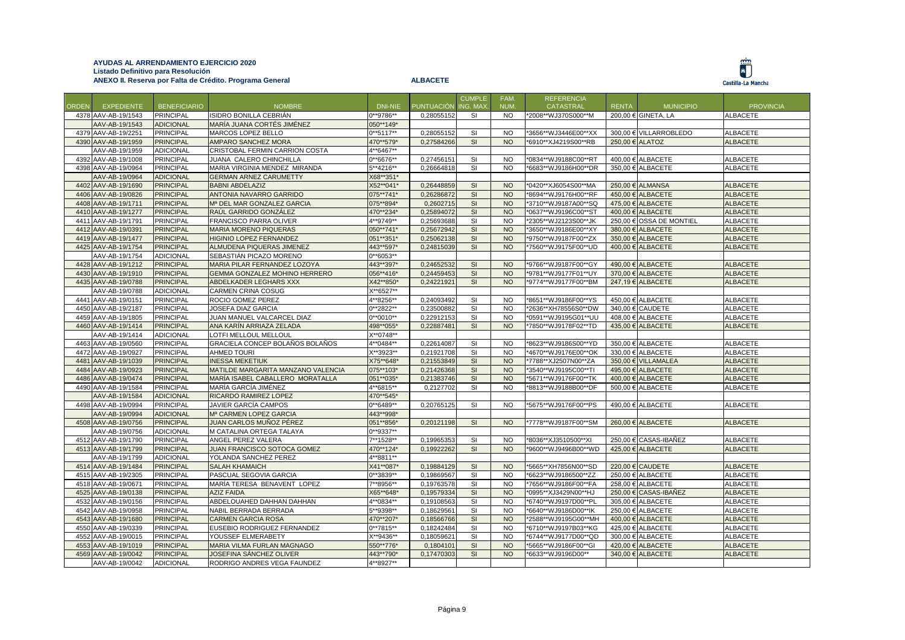**AYUDAS AL ARRENDAMIENTO EJERCICIO 2020**
**Listado Definitivo para Resolución**
**ANEXO II. Reserva por Falta de Crédito. Programa General** **ALBACETE**

| ORDEN | EXPEDIENTE | BENEFICIARIO | NOMBRE | DNI-NIE | PUNTUACIÓN | CUMPLE ING. MAX. | FAM. NUM. | REFERENCIA CATASTRAL | RENTA | MUNICIPIO | PROVINCIA |
|---|---|---|---|---|---|---|---|---|---|---|---|
| 4378 | AAV-AB-19/1543 | PRINCIPAL | ISIDRO BONILLA CEBRIÁN | 0**9786** | 0,28055152 | SI | NO | *2008**WJ370S000**M | 200,00 € | GINETA, LA | ALBACETE |
| | AAV-AB-19/1543 | ADICIONAL | MARÍA JUANA CORTÉS JIMÉNEZ | 050**149* | | | | | | | |
| 4379 | AAV-AB-19/2251 | PRINCIPAL | MARCOS LOPEZ BELLO | 0**5117** | 0,28055152 | SI | NO | *3656**WJ3446E00**XX | 300,00 € | VILLARROBLEDO | ALBACETE |
| 4390 | AAV-AB-19/1959 | PRINCIPAL | AMPARO SANCHEZ MORA | 470**579* | 0,27584266 | SI | NO | *6910**XJ4219S00**RB | 250,00 € | ALATOZ | ALBACETE |
| | AAV-AB-19/1959 | ADICIONAL | CRISTOBAL FERMIN CARRION COSTA | 4**6467** | | | | | | | |
| 4392 | AAV-AB-19/1008 | PRINCIPAL | JUANA CALERO CHINCHILLA | 0**6676** | 0,27456151 | SI | NO | *0834**WJ9188C00**RT | 400,00 € | ALBACETE | ALBACETE |
| 4398 | AAV-AB-19/0964 | PRINCIPAL | MARIA VIRGINIA MENDEZ MIRANDA | 5**4216** | 0,26664818 | SI | NO | *6683**WJ9186H00**DR | 350,00 € | ALBACETE | ALBACETE |
| | AAV-AB-19/0964 | ADICIONAL | GERMAN ARNEZ CARUMETTY | X68**351* | | | | | | | |
| 4402 | AAV-AB-19/1690 | PRINCIPAL | BABNI ABDELAZIZ | X52**041* | 0,26448859 | SI | NO | *0420**XJ6054S00**MA | 250,00 € | ALMANSA | ALBACETE |
| 4406 | AAV-AB-19/0826 | PRINCIPAL | ANTONIA NAVARRO GARRIDO | 075**741* | 0,26286872 | SI | NO | *8694**WJ9176H00**RF | 450,00 € | ALBACETE | ALBACETE |
| 4408 | AAV-AB-19/1711 | PRINCIPAL | Mª DEL MAR GONZALEZ GARCIA | 075**894* | 0,2602715 | SI | NO | *3710**WJ9187A00**SQ | 475,00 € | ALBACETE | ALBACETE |
| 4410 | AAV-AB-19/1277 | PRINCIPAL | RAÚL GARRIDO GONZÁLEZ | 470**234* | 0,25894072 | SI | NO | *0637**WJ9196C00**ST | 400,00 € | ALBACETE | ALBACETE |
| 4411 | AAV-AB-19/1791 | PRINCIPAL | FRANCISCO PARRA OLIVER | 4**9749** | 0,25693688 | SI | NO | *2305**WJ2123S00**JK | 250,00 € | OSSA DE MONTIEL | ALBACETE |
| 4412 | AAV-AB-19/0391 | PRINCIPAL | MARIA MORENO PIQUERAS | 050**741* | 0,25672942 | SI | NO | *3650**WJ9186E00**XY | 380,00 € | ALBACETE | ALBACETE |
| 4419 | AAV-AB-19/1477 | PRINCIPAL | HIGINIO LOPEZ FERNANDEZ | 051**351* | 0,25062138 | SI | NO | *9750**WJ9187F00**ZX | 350,00 € | ALBACETE | ALBACETE |
| 4425 | AAV-AB-19/1754 | PRINCIPAL | ALMUDENA PIQUERAS JIMENEZ | 443**597* | 0,24815039 | SI | NO | *7560**WJ9175F00**UD | 400,00 € | ALBACETE | ALBACETE |
| | AAV-AB-19/1754 | ADICIONAL | SEBASTIÁN PICAZO MORENO | 0**6053** | | | | | | | |
| 4428 | AAV-AB-19/1212 | PRINCIPAL | MARIA PILAR FERNANDEZ LOZOYA | 443**397* | 0,24652532 | SI | NO | *9766**WJ9187F00**GY | 490,00 € | ALBACETE | ALBACETE |
| 4430 | AAV-AB-19/1910 | PRINCIPAL | GEMMA GONZALEZ MOHINO HERRERO | 056**416* | 0,24459453 | SI | NO | *9781**WJ9177F01**UY | 370,00 € | ALBACETE | ALBACETE |
| 4435 | AAV-AB-19/0788 | PRINCIPAL | ABDELKADER LEGHARS XXX | X42**850* | 0,24221921 | SI | NO | *9774**WJ9177F00**BM | 247,19 € | ALBACETE | ALBACETE |
| | AAV-AB-19/0788 | ADICIONAL | CARMEN CRINA COSUG | X**6527** | | | | | | | |
| 4441 | AAV-AB-19/0151 | PRINCIPAL | ROCIO GOMEZ PEREZ | 4**8256** | 0,24093492 | SI | NO | *8651**WJ9186F00**YS | 450,00 € | ALBACETE | ALBACETE |
| 4450 | AAV-AB-19/2187 | PRINCIPAL | JOSEFA DIAZ GARCIA | 0**2822** | 0,23500882 | SI | NO | *2636**XH78556S0**DW | 340,00 € | CAUDETE | ALBACETE |
| 4459 | AAV-AB-19/1805 | PRINCIPAL | JUAN MANUEL VALCARCEL DIAZ | 0**0010** | 0,22912153 | SI | NO | *0591**WJ9195G01**UU | 408,00 € | ALBACETE | ALBACETE |
| 4460 | AAV-AB-19/1414 | PRINCIPAL | ANA KARÍN ARRIAZA ZELADA | 498**055* | 0,22887481 | SI | NO | *7850**WJ9178F02**TD | 435,00 € | ALBACETE | ALBACETE |
| | AAV-AB-19/1414 | ADICIONAL | LOTFI MELLOUL MELLOUL | X**0748** | | | | | | | |
| 4463 | AAV-AB-19/0560 | PRINCIPAL | GRACIELA CONCEP BOLAÑOS BOLAÑOS | 4**0484** | 0,22614087 | SI | NO | *8623**WJ9186S00**YD | 350,00 € | ALBACETE | ALBACETE |
| 4472 | AAV-AB-19/0927 | PRINCIPAL | AHMED TOURI | X**3923** | 0,21921708 | SI | NO | *4670**WJ9176E00**OK | 330,00 € | ALBACETE | ALBACETE |
| 4481 | AAV-AB-19/1039 | PRINCIPAL | INESSA MEKETIUK | X75**648* | 0,21553849 | SI | NO | *7788**XJ2507N00**ZA | 350,00 € | VILLAMALEA | ALBACETE |
| 4484 | AAV-AB-19/0923 | PRINCIPAL | MATILDE MARGARITA MANZANO VALENCIA | 075**103* | 0,21426368 | SI | NO | *3540**WJ9195C00**TI | 495,00 € | ALBACETE | ALBACETE |
| 4486 | AAV-AB-19/0474 | PRINCIPAL | MARÍA ISABEL CABALLERO MORATALLA | 051**035* | 0,21383746 | SI | NO | *5671**WJ9176F00**TK | 400,00 € | ALBACETE | ALBACETE |
| 4490 | AAV-AB-19/1584 | PRINCIPAL | MARÍA GARCÍA JIMÉNEZ | 4**6815** | 0,2127702 | SI | NO | *8813**WJ9188B00**DF | 500,00 € | ALBACETE | ALBACETE |
| | AAV-AB-19/1584 | ADICIONAL | RICARDO RAMIREZ LOPEZ | 470**545* | | | | | | | |
| 4498 | AAV-AB-19/0994 | PRINCIPAL | JAVIER GARCÍA CAMPOS | 0**6489** | 0,20765125 | SI | NO | *5675**WJ9176F00**PS | 490,00 € | ALBACETE | ALBACETE |
| | AAV-AB-19/0994 | ADICIONAL | Mª CARMEN LOPEZ GARCIA | 443**998* | | | | | | | |
| 4508 | AAV-AB-19/0756 | PRINCIPAL | JUAN CARLOS MUÑOZ PÉREZ | 051**856* | 0,20121198 | SI | NO | *7778**WJ9187F00**SM | 260,00 € | ALBACETE | ALBACETE |
| | AAV-AB-19/0756 | ADICIONAL | M CATALINA ORTEGA TALAYA | 0**9337** | | | | | | | |
| 4512 | AAV-AB-19/1790 | PRINCIPAL | ANGEL PEREZ VALERA | 7**1528** | 0,19965353 | SI | NO | *8036**XJ3510S00**XI | 250,00 € | CASAS-IBAÑEZ | ALBACETE |
| 4513 | AAV-AB-19/1799 | PRINCIPAL | JUAN FRANCISCO SOTOCA GOMEZ | 470**124* | 0,19922262 | SI | NO | *9600**WJ9496B00**WD | 425,00 € | ALBACETE | ALBACETE |
| | AAV-AB-19/1799 | ADICIONAL | YOLANDA SANCHEZ PEREZ | 4**8811** | | | | | | | |
| 4514 | AAV-AB-19/1484 | PRINCIPAL | SALAH KHAMAICH | X41**087* | 0,19884129 | SI | NO | *5665**XH7856N00**SD | 220,00 € | CAUDETE | ALBACETE |
| 4515 | AAV-AB-19/2305 | PRINCIPAL | PASCUAL SEGOVIA GARCIA | 0**3839** | 0,19869567 | SI | NO | *6623**WJ9186500**ZZ | 250,00 € | ALBACETE | ALBACETE |
| 4518 | AAV-AB-19/0671 | PRINCIPAL | MARÍA TERESA BENAVENT LOPEZ | 7**8956** | 0,19763578 | SI | NO | *7656**WJ9186F00**FA | 258,00 € | ALBACETE | ALBACETE |
| 4525 | AAV-AB-19/0138 | PRINCIPAL | AZIZ FAIDA | X65**648* | 0,19579334 | SI | NO | *0995**XJ3429N00**HJ | 250,00 € | CASAS-IBAÑEZ | ALBACETE |
| 4532 | AAV-AB-19/0156 | PRINCIPAL | ABDELOUAHED DAHHAN DAHHAN | 4**0834** | 0,19108563 | SI | NO | *6740**WJ9197D00**PL | 305,00 € | ALBACETE | ALBACETE |
| 4542 | AAV-AB-19/0958 | PRINCIPAL | NABIL BERRADA BERRADA | 5**9398** | 0,18629561 | SI | NO | *6640**WJ9186D00**IK | 250,00 € | ALBACETE | ALBACETE |
| 4543 | AAV-AB-19/1680 | PRINCIPAL | CARMEN GARCIA ROSA | 470**207* | 0,18566766 | SI | NO | *2588**WJ9195G00**MH | 400,00 € | ALBACETE | ALBACETE |
| 4550 | AAV-AB-19/0339 | PRINCIPAL | EUSEBIO RODRIGUEZ FERNANDEZ | 0**7815** | 0,18242484 | SI | NO | *6710**WJ9197B03**KG | 425,00 € | ALBACETE | ALBACETE |
| 4552 | AAV-AB-19/0015 | PRINCIPAL | YOUSSEF ELMERABETY | X**9436** | 0,18059621 | SI | NO | *6744**WJ9177D00**QD | 300,00 € | ALBACETE | ALBACETE |
| 4553 | AAV-AB-19/1019 | PRINCIPAL | MARIA VILMA FURLAN MAGNAGO | 550**776* | 0,1804101 | SI | NO | *5665**WJ9186F00**GI | 420,00 € | ALBACETE | ALBACETE |
| 4569 | AAV-AB-19/0042 | PRINCIPAL | JOSEFINA SÁNCHEZ OLIVER | 443**790* | 0,17470303 | SI | NO | *6633**WJ9196D00** | 340,00 € | ALBACETE | ALBACETE |
| | AAV-AB-19/0042 | ADICIONAL | RODRIGO ANDRES VEGA FAUNDEZ | 4**8927** | | | | | | | |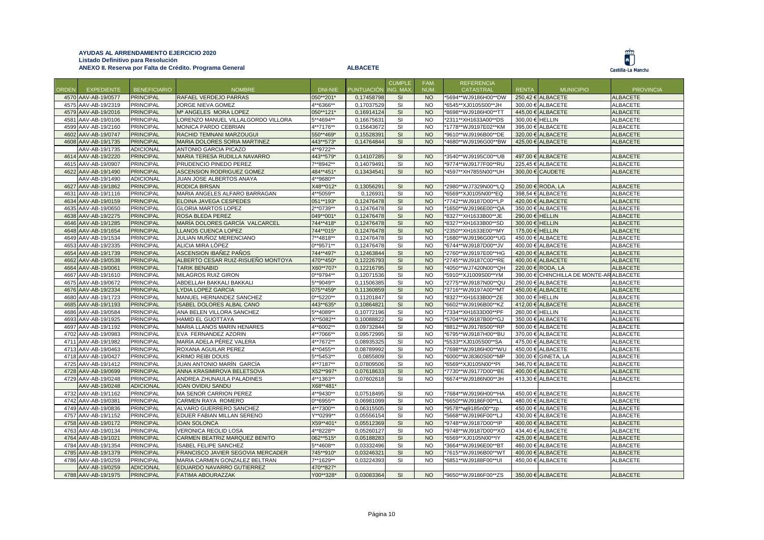**AYUDAS AL ARRENDAMIENTO EJERCICIO 2020**
**Listado Definitivo para Resolución**
**ANEXO II. Reserva por Falta de Crédito. Programa General** **ALBACETE**

| ORDEN | EXPEDIENTE | BENEFICIARIO | NOMBRE | DNI-NIE | PUNTUACIÓN | CUMPLE ING. MAX. | FAM. NUM. | REFERENCIA CATASTRAL | RENTA | MUNICIPIO | PROVINCIA |
|---|---|---|---|---|---|---|---|---|---|---|---|
| 4570 | AAV-AB-19/0577 | PRINCIPAL | RAFAEL VERDEJO PARRAS | 050**201* | 0,17458798 | SI | NO | *5694**WJ9186H00**DW | 250,42 € | ALBACETE | ALBACETE |
| 4575 | AAV-AB-19/2319 | PRINCIPAL | JORGE NIEVA GOMEZ | 4**6366** | 0,17037529 | SI | NO | *6545**XJ0105S00**JH | 300,00 € | ALBACETE | ALBACETE |
| 4579 | AAV-AB-19/2016 | PRINCIPAL | Mª ANGELES MORA LOPEZ | 050**121* | 0,16914124 | SI | NO | *8698**WJ9186H00**TT | 445,00 € | ALBACETE | ALBACETE |
| 4581 | AAV-AB-19/0106 | PRINCIPAL | LORENZO MANUEL VILLALGORDO VILLORA | 5**4694** | 0,16675631 | SI | NO | *2311**XH1633A00**DS | 300,00 € | HELLIN | ALBACETE |
| 4599 | AAV-AB-19/2160 | PRINCIPAL | MONICA PARDO CEBRIAN | 4**7176** | 0,15643672 | SI | NO | *1778**WJ9197E02**KM | 395,00 € | ALBACETE | ALBACETE |
| 4602 | AAV-AB-19/0747 | PRINCIPAL | RACHID TEMNANI MARZOUGUI | 550**469* | 0,15528391 | SI | NO | *9610**WJ9196B00**DE | 320,00 € | ALBACETE | ALBACETE |
| 4608 | AAV-AB-19/1735 | PRINCIPAL | MARIA DOLORES SORIA MARTINEZ | 443**573* | 0,14764844 | SI | NO | *4680**WJ9196G00**BW | 425,00 € | ALBACETE | ALBACETE |
| | AAV-AB-19/1735 | ADICIONAL | ANTONIO GARCIA PICAZO | 4**9722** | | | | | | | |
| 4614 | AAV-AB-19/2220 | PRINCIPAL | MARIA TERESA RUDILLA NAVARRO | 443**579* | 0,14107285 | SI | NO | *3540**WJ9195C00**UB | 497,00 € | ALBACETE | ALBACETE |
| 4615 | AAV-AB-19/0907 | PRINCIPAL | PRUDENCIO PINEDO PEREZ | 7**8942** | 0,14079491 | SI | NO | *9774**WJ9177F00**RU | 225,45 € | ALBACETE | ALBACETE |
| 4622 | AAV-AB-19/1490 | PRINCIPAL | ASCENSION RODRIGUEZ GOMEZ | 484**451* | 0,13434541 | SI | NO | *4597**XH7855N00**UH | 300,00 € | CAUDETE | ALBACETE |
| | AAV-AB-19/1490 | ADICIONAL | JUAN JOSE ALBERTOS ANAYA | 4**9680** | | | | | | | |
| 4627 | AAV-AB-19/1862 | PRINCIPAL | RODICA BIRSAN | X48**012* | 0,13056291 | SI | NO | *2980**WJ7329N00**LQ | 250,00 € | RODA, LA | ALBACETE |
| 4631 | AAV-AB-19/1116 | PRINCIPAL | MARIA ANGELES ALFARO BARRAGAN | 4**5059** | 0,126931 | SI | NO | *6569**XJ0105N00**EQ | 398,54 € | ALBACETE | ALBACETE |
| 4634 | AAV-AB-19/0159 | PRINCIPAL | ELOINA JAVEGA CESPEDES | 051**193* | 0,12476478 | SI | NO | *7742**WJ9187D00**LP | 420,00 € | ALBACETE | ALBACETE |
| 4635 | AAV-AB-19/0650 | PRINCIPAL | GLORIA MARTOS LOPEZ | 2**0739** | 0,12476478 | SI | NO | *1650**WJ9196E00**QA | 350,00 € | ALBACETE | ALBACETE |
| 4638 | AAV-AB-19/2275 | PRINCIPAL | ROSA BLEDA PEREZ | 049**001* | 0,12476478 | SI | NO | *8327**XH1633B00**JE | 290,00 € | HELLIN | ALBACETE |
| 4646 | AAV-AB-19/1285 | PRINCIPAL | MARÍA DOLORES GARCÍA VALCARCEL | 744**418* | 0,12476478 | SI | NO | *8327**XH1633B00**SD | 300,00 € | HELLIN | ALBACETE |
| 4648 | AAV-AB-19/1654 | PRINCIPAL | LLANOS CUENCA LOPEZ | 744**015* | 0,12476478 | SI | NO | *2350**XH1633E00**MY | 175,00 € | HELLIN | ALBACETE |
| 4649 | AAV-AB-19/1534 | PRINCIPAL | JULIAN MUÑOZ MERENCIANO | 7**4818** | 0,12476478 | SI | NO | *1680**WJ9196G00**UG | 450,00 € | ALBACETE | ALBACETE |
| 4653 | AAV-AB-19/2335 | PRINCIPAL | ALICIA MIRA LÓPEZ | 0**9571** | 0,12476478 | SI | NO | *6744**WJ9187D00**JV | 400,00 € | ALBACETE | ALBACETE |
| 4654 | AAV-AB-19/1739 | PRINCIPAL | ASCENSION IBAÑEZ PAÑOS | 744**497* | 0,12463844 | SI | NO | *2760**WJ9197E00**HG | 420,00 € | ALBACETE | ALBACETE |
| 4662 | AAV-AB-19/0538 | PRINCIPAL | ALBERTO CESAR RUIZ-RISUEÑO MONTOYA | 470**450* | 0,12226793 | SI | NO | *2745**WJ9187C00**RE | 400,00 € | ALBACETE | ALBACETE |
| 4664 | AAV-AB-19/0061 | PRINCIPAL | TARIK BENABID | X60**707* | 0,12216795 | SI | NO | *4050**WJ7420N00**QH | 220,00 € | RODA, LA | ALBACETE |
| 4667 | AAV-AB-19/1610 | PRINCIPAL | MILAGROS RUIZ GIRON | 0**9794** | 0,12071536 | SI | NO | *5910**XJ1009S00**YM | 390,00 € | CHINCHILLA DE MONTE-AR | ALBACETE |
| 4675 | AAV-AB-19/0672 | PRINCIPAL | ABDELLAH BAKKALI BAKKALI | 5**9049** | 0,11506385 | SI | NO | *2775**WJ9187N00**QU | 250,00 € | ALBACETE | ALBACETE |
| 4676 | AAV-AB-19/2334 | PRINCIPAL | LYDIA LOPEZ GARCIA | 075**459* | 0,11360859 | SI | NO | *3716**WJ9197A00**MT | 450,00 € | ALBACETE | ALBACETE |
| 4680 | AAV-AB-19/1723 | PRINCIPAL | MANUEL HERNANDEZ SANCHEZ | 0**5220** | 0,11201847 | SI | NO | *8327**XH1633B00**ZE | 300,00 € | HELLIN | ALBACETE |
| 4685 | AAV-AB-19/1193 | PRINCIPAL | ISABEL DOLORES ALBAL CANO | 443**635* | 0,10864821 | SI | NO | *6602**WJ9196B00**KZ | 412,00 € | ALBACETE | ALBACETE |
| 4686 | AAV-AB-19/0584 | PRINCIPAL | ANA BELEN VILLORA SANCHEZ | 5**4089** | 0,10772196 | SI | NO | *7334**XH1633D00**PF | 260,00 € | HELLIN | ALBACETE |
| 4693 | AAV-AB-19/1925 | PRINCIPAL | HAMID EL GUOTTAYA | X**5082** | 0,10088822 | SI | NO | *5704**WJ9187B00**GJ | 350,00 € | ALBACETE | ALBACETE |
| 4697 | AAV-AB-19/1192 | PRINCIPAL | MARIA LLANOS MARIN HENARES | 4**6002** | 0,09732844 | SI | NO | *8812**WJ9178S00**RP | 500,00 € | ALBACETE | ALBACETE |
| 4702 | AAV-AB-19/0983 | PRINCIPAL | EVA FERNANDEZ AZORIN | 4**7066** | 0,09572995 | SI | NO | *6795**WJ9187H00**BU | 370,00 € | ALBACETE | ALBACETE |
| 4711 | AAV-AB-19/1982 | PRINCIPAL | MARÍA ADELA PÉREZ VALERA | 4**7672** | 0,08935325 | SI | NO | *5533**XJ0105S00**SA | 475,00 € | ALBACETE | ALBACETE |
| 4713 | AAV-AB-19/0463 | PRINCIPAL | ROXANA AGUILAR PEREZ | 4**0455** | 0,08789992 | SI | NO | *7698**WJ9186H00**WU | 450,00 € | ALBACETE | ALBACETE |
| 4718 | AAV-AB-19/0427 | PRINCIPAL | KRIMO REIBI DOUIS | 5**5453** | 0,0855809 | SI | NO | *6000**WJ8360S00**MP | 300,00 € | GINETA, LA | ALBACETE |
| 4725 | AAV-AB-19/1412 | PRINCIPAL | JUAN ANTONIO MARÍN GARCÍA | 4**7187** | 0,07809506 | SI | NO | *6569**XJ0105N00**PI | 346,70 € | ALBACETE | ALBACETE |
| 4728 | AAV-AB-19/0699 | PRINCIPAL | ANNA KRASIMIROVA BELETSOVA | X52**997* | 0,07618633 | SI | NO | *7730**WJ9177D00**BE | 400,00 € | ALBACETE | ALBACETE |
| 4729 | AAV-AB-19/0248 | PRINCIPAL | ANDREA ZHUNAULA PALADINES | 4**1363** | 0,07602618 | SI | NO | *6674**WJ9186N00**JH | 413,30 € | ALBACETE | ALBACETE |
| | AAV-AB-19/0248 | ADICIONAL | IOAN OVIDIU SANDU | X68**481* | | | | | | | |
| 4732 | AAV-AB-19/1162 | PRINCIPAL | MA SENOR CARRION PEREZ | 4**9430** | 0,07518495 | SI | NO | *7684**WJ9196H00**HA | 450,00 € | ALBACETE | ALBACETE |
| 4742 | AAV-AB-19/0381 | PRINCIPAL | CARMEN RAYA ROMERO | 0**6955** | 0,06981099 | SI | NO | *6650**WJ9186F00**LL | 480,00 € | ALBACETE | ALBACETE |
| 4749 | AAV-AB-19/0836 | PRINCIPAL | ALVARO GUERRERO SANCHEZ | 4**7300** | 0,06315505 | SI | NO | *9578**wj9185n00**zp | 450,00 € | ALBACETE | ALBACETE |
| 4757 | AAV-AB-19/1152 | PRINCIPAL | EDUER FABIAN MILLAN SERENO | Y**0299** | 0,05556154 | SI | NO | *5668**WJ9196F00**LJ | 430,00 € | ALBACETE | ALBACETE |
| 4758 | AAV-AB-19/0172 | PRINCIPAL | IOAN SOLONCA | X59**401* | 0,05512369 | SI | NO | *9748**WJ9187D00**IP | 400,00 € | ALBACETE | ALBACETE |
| 4763 | AAV-AB-19/0134 | PRINCIPAL | VERONICA REOLID LOSA | 4**8228** | 0,05260127 | SI | NO | *9748**WJ9187D00**XO | 434,40 € | ALBACETE | ALBACETE |
| 4764 | AAV-AB-19/1021 | PRINCIPAL | CARMEN BEATRIZ MARQUEZ BENITO | 062**515* | 0,05188283 | SI | NO | *6569**XJ0105N00**IY | 425,00 € | ALBACETE | ALBACETE |
| 4784 | AAV-AB-19/1354 | PRINCIPAL | ISABEL FELIPE SANCHEZ | 5**4608** | 0,03332496 | SI | NO | *3664**WJ9196E00**BT | 460,00 € | ALBACETE | ALBACETE |
| 4785 | AAV-AB-19/1379 | PRINCIPAL | FRANCISCO JAVIER SEGOVIA MERCADER | 745**910* | 0,03246321 | SI | NO | *7615**WJ9196B00**WT | 400,00 € | ALBACETE | ALBACETE |
| 4786 | AAV-AB-19/0259 | PRINCIPAL | MARIA CARMEN GONZALEZ BELTRAN | 7**1629** | 0,03224393 | SI | NO | *6851**WJ9188F00**UI | 450,00 € | ALBACETE | ALBACETE |
| | AAV-AB-19/0259 | ADICIONAL | EDUARDO NAVARRO GUTIERREZ | 470**827* | | | | | | | |
| 4788 | AAV-AB-19/1975 | PRINCIPAL | FATIMA ABOURAZZAK | Y00**328* | 0,03083364 | SI | NO | *9650**WJ9186F00**ZS | 350,00 € | ALBACETE | ALBACETE |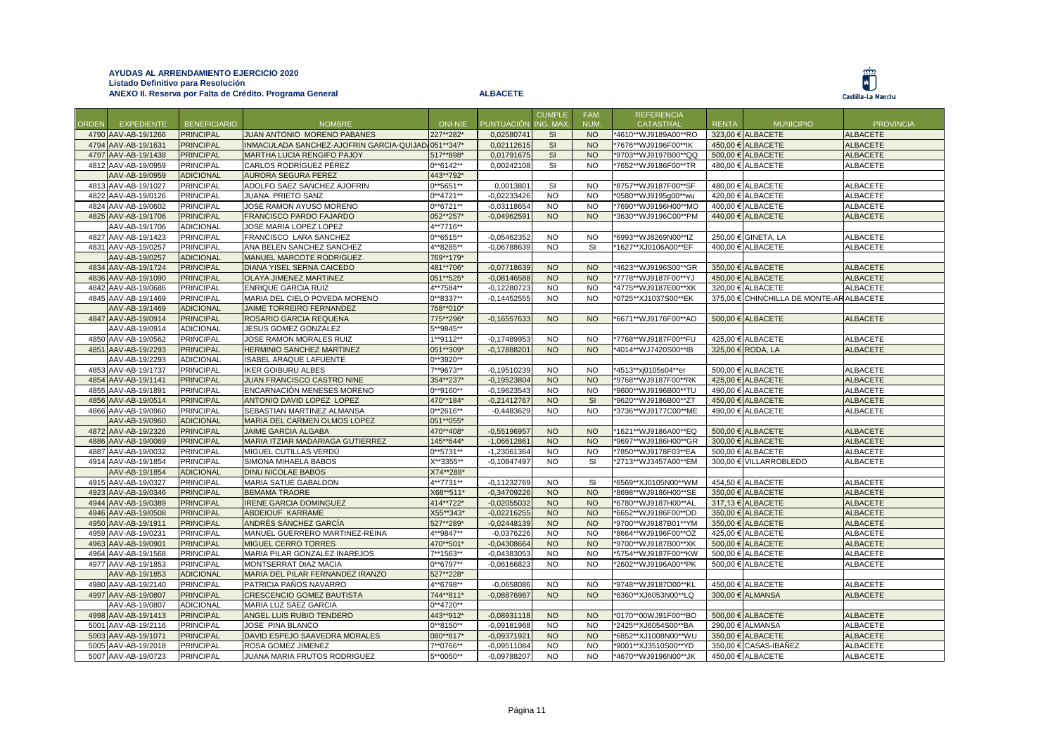**AYUDAS AL ARRENDAMIENTO EJERCICIO 2020**
**Listado Definitivo para Resolución**
**ANEXO II. Reserva por Falta de Crédito. Programa General** **ALBACETE**

| ORDEN | EXPEDIENTE | BENEFICIARIO | NOMBRE | DNI-NIE | PUNTUACIÓN | CUMPLE ING. MAX. | FAM. NUM. | REFERENCIA CATASTRAL | RENTA | MUNICIPIO | PROVINCIA |
|---|---|---|---|---|---|---|---|---|---|---|---|
| 4790 | AAV-AB-19/1266 | PRINCIPAL | JUAN ANTONIO MORENO PABANES | 227**282* | 0,02580741 | SI | NO | *4610**WJ9189A00**RO | 323,00 € | ALBACETE | ALBACETE |
| 4794 | AAV-AB-19/1631 | PRINCIPAL | INMACULADA SANCHEZ-AJOFRIN GARCIA-QUIJADA | 051**347* | 0,02112615 | SI | NO | *7676**WJ9196F00**IK | 450,00 € | ALBACETE | ALBACETE |
| 4797 | AAV-AB-19/1438 | PRINCIPAL | MARTHA LUCIA RENGIFO PAJOY | 517**898* | 0,01791675 | SI | NO | *9703**WJ9197B00**QQ | 500,00 € | ALBACETE | ALBACETE |
| 4812 | AAV-AB-19/0959 | PRINCIPAL | CARLOS RODRÍGUEZ PÉREZ | 0**6142** | 0,00242108 | SI | NO | *7652**WJ9186F00**TR | 480,00 € | ALBACETE | ALBACETE |
| | AAV-AB-19/0959 | ADICIONAL | AURORA SEGURA PEREZ | 443**792* | | | | | | | |
| 4813 | AAV-AB-19/1027 | PRINCIPAL | ADOLFO SAEZ SANCHEZ AJOFRIN | 0**5651** | 0,0013801 | SI | NO | *8757**WJ9187F00**SF | 480,00 € | ALBACETE | ALBACETE |
| 4822 | AAV-AB-19/0126 | PRINCIPAL | JUANA PRIETO SANZ | 0**4721** | -0,02233426 | NO | NO | *0580**WJ9195g00**wu | 420,00 € | ALBACETE | ALBACETE |
| 4824 | AAV-AB-19/0602 | PRINCIPAL | JOSE RAMON AYUSO MORENO | 0**6721** | -0,03118654 | NO | NO | *7690**WJ9196H00**MO | 400,00 € | ALBACETE | ALBACETE |
| 4825 | AAV-AB-19/1706 | PRINCIPAL | FRANCISCO PARDO FAJARDO | 052**257* | -0,04962591 | NO | NO | *3630**WJ9196C00**PM | 440,00 € | ALBACETE | ALBACETE |
| | AAV-AB-19/1706 | ADICIONAL | JOSE MARIA LOPEZ LOPEZ | 4**7716** | | | | | | | |
| 4827 | AAV-AB-19/1423 | PRINCIPAL | FRANCISCO LARA SANCHEZ | 0**6515** | -0,05462352 | NO | NO | *6993**WJ8269N00**IZ | 250,00 € | GINETA, LA | ALBACETE |
| 4831 | AAV-AB-19/0257 | PRINCIPAL | ANA BELEN SANCHEZ SANCHEZ | 4**8285** | -0,06788639 | NO | SI | *1627**XJ0106A00**EF | 400,00 € | ALBACETE | ALBACETE |
| | AAV-AB-19/0257 | ADICIONAL | MANUEL MARCOTE RODRIGUEZ | 769**179* | | | | | | | |
| 4834 | AAV-AB-19/1724 | PRINCIPAL | DIANA YISEL SERNA CAICEDO | 481**706* | -0,07718639 | NO | NO | *4623**WJ9196S00**GR | 350,00 € | ALBACETE | ALBACETE |
| 4836 | AAV-AB-19/1090 | PRINCIPAL | OLAYA JIMENEZ MARTINEZ | 051**525* | -0,08146588 | NO | NO | *7778**WJ9187F00**YJ | 450,00 € | ALBACETE | ALBACETE |
| 4842 | AAV-AB-19/0686 | PRINCIPAL | ENRIQUE GARCIA RUIZ | 4**7584** | -0,12280723 | NO | NO | *4775**WJ9187E00**XK | 320,00 € | ALBACETE | ALBACETE |
| 4845 | AAV-AB-19/1469 | PRINCIPAL | MARIA DEL CIELO POVEDA MORENO | 0**8337** | -0,14452555 | NO | NO | *0725**XJ1037S00**EK | 375,00 € | CHINCHILLA DE MONTE-ARAGON | ALBACETE |
| | AAV-AB-19/1469 | ADICIONAL | JAIME TORREIRO FERNANDEZ | 768**010* | | | | | | | |
| 4847 | AAV-AB-19/0914 | PRINCIPAL | ROSARIO GARCIA REQUENA | 775**296* | -0,16557633 | NO | NO | *6671**WJ9176F00**AO | 500,00 € | ALBACETE | ALBACETE |
| | AAV-AB-19/0914 | ADICIONAL | JESUS GOMEZ GONZALEZ | 5**9845** | | | | | | | |
| 4850 | AAV-AB-19/0562 | PRINCIPAL | JOSE RAMON MORALES RUIZ | 1**9112** | -0,17489953 | NO | NO | *7768**WJ9187F00**FU | 425,00 € | ALBACETE | ALBACETE |
| 4851 | AAV-AB-19/2293 | PRINCIPAL | HERMINIO SANCHEZ MARTINEZ | 051**309* | -0,17888201 | NO | NO | *4014**WJ7420S00**IB | 325,00 € | RODA, LA | ALBACETE |
| | AAV-AB-19/2293 | ADICIONAL | ISABEL ARAQUE LAFUENTE | 0**3920** | | | | | | | |
| 4853 | AAV-AB-19/1737 | PRINCIPAL | IKER GOIBURU ALBES | 7**9673** | -0,19510239 | NO | NO | *4513**xj0105s04**er | 500,00 € | ALBACETE | ALBACETE |
| 4854 | AAV-AB-19/1141 | PRINCIPAL | JUAN FRANCISCO CASTRO NINE | 354**237* | -0,19523804 | NO | NO | *9768**WJ9187F00**RK | 425,00 € | ALBACETE | ALBACETE |
| 4855 | AAV-AB-19/1891 | PRINCIPAL | ENCARNACIÓN MENESES MORENO | 0**9160** | -0,19623543 | NO | NO | *9600**WJ9196B00**TU | 490,00 € | ALBACETE | ALBACETE |
| 4856 | AAV-AB-19/0514 | PRINCIPAL | ANTONIO DAVID LOPEZ LOPEZ | 470**184* | -0,21412767 | NO | SI | *9620**WJ9186B00**ZT | 450,00 € | ALBACETE | ALBACETE |
| 4866 | AAV-AB-19/0960 | PRINCIPAL | SEBASTIAN MARTINEZ ALMANSA | 0**2616** | -0,4483629 | NO | NO | *3736**WJ9177C00**ME | 490,00 € | ALBACETE | ALBACETE |
| | AAV-AB-19/0960 | ADICIONAL | MARIA DEL CARMEN OLMOS LOPEZ | 051**055* | | | | | | | |
| 4872 | AAV-AB-19/2326 | PRINCIPAL | JAIME GARCIA ALGABA | 470**408* | -0,55196957 | NO | NO | *1621**WJ9186A00**EQ | 500,00 € | ALBACETE | ALBACETE |
| 4886 | AAV-AB-19/0069 | PRINCIPAL | MARIA ITZIAR MADARIAGA GUTIERREZ | 145**644* | -1,06612861 | NO | NO | *9697**WJ9186H00**GR | 300,00 € | ALBACETE | ALBACETE |
| 4887 | AAV-AB-19/0032 | PRINCIPAL | MIGUEL CUTILLAS VERDÚ | 0**5731** | -1,23061364 | NO | NO | *7850**WJ9178F03**EA | 500,00 € | ALBACETE | ALBACETE |
| 4914 | AAV-AB-19/1854 | PRINCIPAL | SIMONA MIHAELA BABOS | X**3355** | -0,10847497 | NO | SI | *2713**WJ3457A00**EM | 300,00 € | VILLARROBLEDO | ALBACETE |
| | AAV-AB-19/1854 | ADICIONAL | DINU NICOLAE BABOS | X74**288* | | | | | | | |
| 4915 | AAV-AB-19/0327 | PRINCIPAL | MARIA SATUE GABALDON | 4**7731** | -0,11232769 | NO | SI | *6569**XJ0105N00**WM | 454,50 € | ALBACETE | ALBACETE |
| 4923 | AAV-AB-19/0346 | PRINCIPAL | BEMAMA TRAORE | X68**511* | -0,34709226 | NO | NO | *8698**WJ9186H00**SE | 350,00 € | ALBACETE | ALBACETE |
| 4944 | AAV-AB-19/0389 | PRINCIPAL | IRENE GARCIA DOMINGUEZ | 414**722* | -0,02055032 | NO | NO | *6780**WJ9187H00**AL | 317,13 € | ALBACETE | ALBACETE |
| 4946 | AAV-AB-19/0508 | PRINCIPAL | ABDEIOUF KARRAME | X55**343* | -0,02216255 | NO | NO | *6652**WJ9186F00**DD | 350,00 € | ALBACETE | ALBACETE |
| 4950 | AAV-AB-19/1911 | PRINCIPAL | ANDRÉS SÁNCHEZ GARCÍA | 527**289* | -0,02448139 | NO | NO | *9700**WJ9187B01**YM | 350,00 € | ALBACETE | ALBACETE |
| 4959 | AAV-AB-19/0231 | PRINCIPAL | MANUEL GUERRERO MARTINEZ-REINA | 4**9847** | -0,0376226 | NO | NO | *8664**WJ9196F00**OZ | 425,00 € | ALBACETE | ALBACETE |
| 4963 | AAV-AB-19/0901 | PRINCIPAL | MIGUEL CERRO TORRES | 470**501* | -0,04308664 | NO | NO | *9700**WJ9187B00**XK | 500,00 € | ALBACETE | ALBACETE |
| 4964 | AAV-AB-19/1568 | PRINCIPAL | MARIA PILAR GONZALEZ INAREJOS | 7**1563** | -0,04383053 | NO | NO | *5754**WJ9187F00**KW | 500,00 € | ALBACETE | ALBACETE |
| 4977 | AAV-AB-19/1853 | PRINCIPAL | MONTSERRAT DIAZ MACIA | 0**6797** | -0,06166823 | NO | NO | *2602**WJ9196A00**PK | 500,00 € | ALBACETE | ALBACETE |
| | AAV-AB-19/1853 | ADICIONAL | MARIA DEL PILAR FERNANDEZ IRANZO | 527**228* | | | | | | | |
| 4980 | AAV-AB-19/2140 | PRINCIPAL | PATRICIA PAÑOS NAVARRO | 4**6798** | -0,0658086 | NO | NO | *9748**WJ9187D00**KL | 450,00 € | ALBACETE | ALBACETE |
| 4997 | AAV-AB-19/0807 | PRINCIPAL | CRESCENCIO GOMEZ BAUTISTA | 744**811* | -0,08876987 | NO | NO | *6360**XJ6053N00**LQ | 300,00 € | ALMANSA | ALBACETE |
| | AAV-AB-19/0807 | ADICIONAL | MARIA LUZ SAEZ GARCIA | 0**4720** | | | | | | | |
| 4998 | AAV-AB-19/1413 | PRINCIPAL | ANGEL LUIS RUBIO TENDERO | 443**912* | -0,08931118 | NO | NO | *0170**00WJ91F00**BO | 500,00 € | ALBACETE | ALBACETE |
| 5001 | AAV-AB-19/2116 | PRINCIPAL | JOSE PINA BLANCO | 0**8150** | -0,09181968 | NO | NO | *2425**XJ6054S00**BA | 290,00 € | ALMANSA | ALBACETE |
| 5003 | AAV-AB-19/1071 | PRINCIPAL | DAVID ESPEJO SAAVEDRA MORALES | 080**817* | -0,09371921 | NO | NO | *6852**XJ1008N00**WU | 350,00 € | ALBACETE | ALBACETE |
| 5005 | AAV-AB-19/2018 | PRINCIPAL | ROSA GOMEZ JIMENEZ | 7**0766** | -0,09511084 | NO | NO | *9001**XJ3510S00**YD | 350,00 € | CASAS-IBAÑEZ | ALBACETE |
| 5007 | AAV-AB-19/0723 | PRINCIPAL | JUANA MARIA FRUTOS RODRIGUEZ | 5**0050** | -0,09788207 | NO | NO | *4670**WJ9196N00**JK | 450,00 € | ALBACETE | ALBACETE |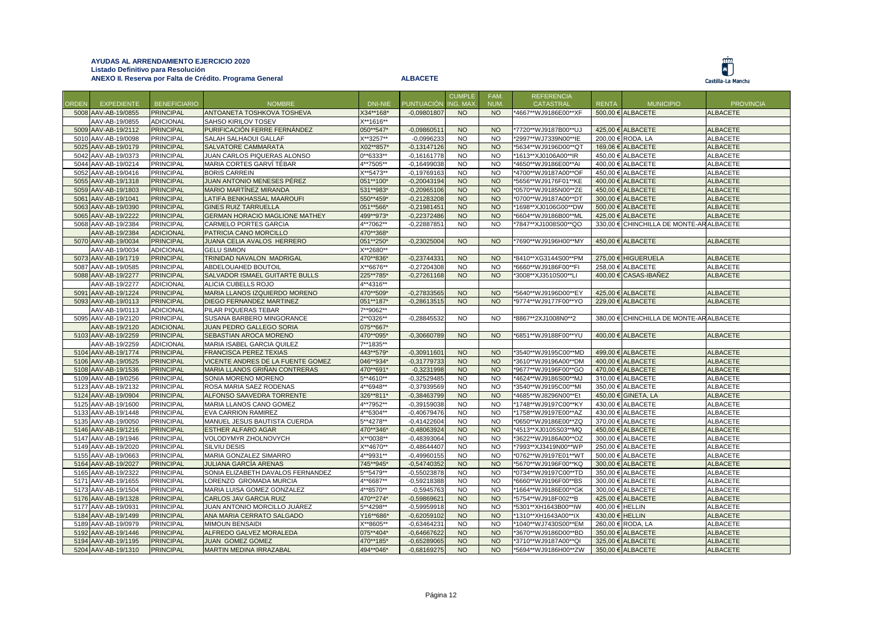**AYUDAS AL ARRENDAMIENTO EJERCICIO 2020**
**Listado Definitivo para Resolución**
**ANEXO II. Reserva por Falta de Crédito. Programa General** **ALBACETE**

| ORDEN | EXPEDIENTE | BENEFICIARIO | NOMBRE | DNI-NIE | PUNTUACIÓN | CUMPLE ING. MAX. | FAM. NUM. | REFERENCIA CATASTRAL | RENTA | MUNICIPIO | PROVINCIA |
|---|---|---|---|---|---|---|---|---|---|---|---|
| 5008 | AAV-AB-19/0855 | PRINCIPAL | ANTOANETA TOSHKOVA TOSHEVA | X34**168* | -0,09801807 | NO | NO | *4667**WJ9186E00**XF | 500,00 € | ALBACETE | ALBACETE |
| | AAV-AB-19/0855 | ADICIONAL | SAHSO KIRILOV TOSEV | X**1616** | | | | | | | |
| 5009 | AAV-AB-19/2112 | PRINCIPAL | PURIFICACIÓN FERRE FERNÁNDEZ | 050**547* | -0,09860511 | NO | NO | *7720**WJ9187B00**UJ | 425,00 € | ALBACETE | ALBACETE |
| 5010 | AAV-AB-19/0098 | PRINCIPAL | SALAH SALHAOUI GALLAF | X**3257** | -0,0996233 | NO | NO | *2997**WJ7339N00**IE | 200,00 € | RODA, LA | ALBACETE |
| 5025 | AAV-AB-19/0179 | PRINCIPAL | SALVATORE CAMMARATA | X02**857* | -0,13147126 | NO | NO | *5634**WJ9196D00**QT | 169,06 € | ALBACETE | ALBACETE |
| 5042 | AAV-AB-19/0373 | PRINCIPAL | JUAN CARLOS PIQUERAS ALONSO | 0**6333** | -0,16161778 | NO | NO | *1613**XJ0106A00**IR | 450,00 € | ALBACETE | ALBACETE |
| 5044 | AAV-AB-19/0214 | PRINCIPAL | MARIA CORTES GARVÍ TÉBAR | 4**7505** | -0,16499038 | NO | NO | *4650**WJ9186E00**AI | 400,00 € | ALBACETE | ALBACETE |
| 5052 | AAV-AB-19/0416 | PRINCIPAL | BORIS CARREIN | X**5473** | -0,19769163 | NO | NO | *4700**WJ9187A00**OF | 450,00 € | ALBACETE | ALBACETE |
| 5055 | AAV-AB-19/1318 | PRINCIPAL | JUAN ANTONIO MENESES PÉREZ | 051**100* | -0,20043194 | NO | NO | *5656**WJ9176F01**KE | 400,00 € | ALBACETE | ALBACETE |
| 5059 | AAV-AB-19/1803 | PRINCIPAL | MARIO MARTÍNEZ MIRANDA | 531**983* | -0,20965106 | NO | NO | *0570**WJ9185N00**ZE | 450,00 € | ALBACETE | ALBACETE |
| 5061 | AAV-AB-19/1041 | PRINCIPAL | LATIFA BENKHASSAL MAAROUFI | 550**459* | -0,21283208 | NO | NO | *0700**WJ9187A00**DT | 300,00 € | ALBACETE | ALBACETE |
| 5063 | AAV-AB-19/0390 | PRINCIPAL | GINES RUIZ TARRUELLA | 051**566* | -0,21981451 | NO | NO | *1698**XJ0106G00**DW | 500,00 € | ALBACETE | ALBACETE |
| 5065 | AAV-AB-19/2222 | PRINCIPAL | GERMAN HORACIO MAGLIONE MATHEY | 499**973* | -0,22372486 | NO | NO | *6604**WJ9186B00**ML | 425,00 € | ALBACETE | ALBACETE |
| 5068 | AAV-AB-19/2384 | PRINCIPAL | CARMELO PORTES GARCIA | 4**7062** | -0,22887851 | NO | NO | *7847**XJ1008S00**QO | 330,00 € | CHINCHILLA DE MONTE-AR | ALBACETE |
| | AAV-AB-19/2384 | ADICIONAL | PATRICIA CANO MORCILLO | 470**368* | | | | | | | |
| 5070 | AAV-AB-19/0034 | PRINCIPAL | JUANA CELIA AVALOS HERRERO | 051**250* | -0,23025004 | NO | NO | *7690**WJ9196H00**MY | 450,00 € | ALBACETE | ALBACETE |
| | AAV-AB-19/0034 | ADICIONAL | GELU SIMION | X**2680** | | | | | | | |
| 5073 | AAV-AB-19/1719 | PRINCIPAL | TRINIDAD NAVALON MADRIGAL | 470**836* | -0,23744331 | NO | NO | *8410**XG3144S00**PM | 275,00 € | HIGUERUELA | ALBACETE |
| 5087 | AAV-AB-19/0585 | PRINCIPAL | ABDELOUAHED BOUTOIL | X**6676** | -0,27204308 | NO | NO | *6660**WJ9186F00**FI | 258,00 € | ALBACETE | ALBACETE |
| 5088 | AAV-AB-19/2277 | PRINCIPAL | SALVADOR ISMAEL GUITARTE BULLS | 225**785* | -0,27261168 | NO | NO | *3008**XJ3510S00**LI | 400,00 € | CASAS-IBAÑEZ | ALBACETE |
| | AAV-AB-19/2277 | ADICIONAL | ALICIA CUBELLS ROJO | 4**4316** | | | | | | | |
| 5091 | AAV-AB-19/1224 | PRINCIPAL | MARIA LLANOS IZQUIERDO MORENO | 470**509* | -0,27833565 | NO | NO | *5640**WJ9196D00**EY | 425,00 € | ALBACETE | ALBACETE |
| 5093 | AAV-AB-19/0113 | PRINCIPAL | DIEGO FERNANDEZ MARTINEZ | 051**187* | -0,28613515 | NO | NO | *9774**WJ9177F00**YO | 229,00 € | ALBACETE | ALBACETE |
| | AAV-AB-19/0113 | ADICIONAL | PILAR PIQUERAS TEBAR | 7**9062** | | | | | | | |
| 5095 | AAV-AB-19/2120 | PRINCIPAL | SUSANA BARBERO MINGORANCE | 2**0326** | -0,28845532 | NO | NO | *8867**2XJ1008N0**2 | 380,00 € | CHINCHILLA DE MONTE-AR | ALBACETE |
| | AAV-AB-19/2120 | ADICIONAL | JUAN PEDRO GALLEGO SORIA | 075**667* | | | | | | | |
| 5103 | AAV-AB-19/2259 | PRINCIPAL | SEBASTIAN AROCA MORENO | 470**095* | -0,30660789 | NO | NO | *6851**WJ9188F00**YU | 400,00 € | ALBACETE | ALBACETE |
| | AAV-AB-19/2259 | ADICIONAL | MARIA ISABEL GARCIA QUILEZ | 7**1835** | | | | | | | |
| 5104 | AAV-AB-19/1774 | PRINCIPAL | FRANCISCA PEREZ TEXIAS | 443**579* | -0,30911601 | NO | NO | *3540**WJ9195C00**MD | 499,00 € | ALBACETE | ALBACETE |
| 5106 | AAV-AB-19/0525 | PRINCIPAL | VICENTE ANDRES DE LA FUENTE GOMEZ | 046**934* | -0,31779733 | NO | NO | *3610**WJ9196A00**DM | 400,00 € | ALBACETE | ALBACETE |
| 5108 | AAV-AB-19/1536 | PRINCIPAL | MARIA LLANOS GRIÑAN CONTRERAS | 470**691* | -0,3231998 | NO | NO | *9677**WJ9196F00**GO | 470,00 € | ALBACETE | ALBACETE |
| 5109 | AAV-AB-19/0256 | PRINCIPAL | SONIA MORENO MORENO | 5**4610** | -0,32529485 | NO | NO | *4624**WJ9186S00**MJ | 310,00 € | ALBACETE | ALBACETE |
| 5123 | AAV-AB-19/2132 | PRINCIPAL | ROSA MARIA SAEZ RODENAS | 4**6948** | -0,37939569 | NO | NO | *3540**WJ9195C00**MI | 350,00 € | ALBACETE | ALBACETE |
| 5124 | AAV-AB-19/0904 | PRINCIPAL | ALFONSO SAAVEDRA TORRENTE | 326**811* | -0,38463799 | NO | NO | *4685**WJ8296N00**Et | 450,00 € | GINETA, LA | ALBACETE |
| 5125 | AAV-AB-19/1600 | PRINCIPAL | MARIA LLANOS CANO GOMEZ | 4**7952** | -0,39159038 | NO | NO | *1748**WJ9197C00**KY | 430,00 € | ALBACETE | ALBACETE |
| 5133 | AAV-AB-19/1448 | PRINCIPAL | EVA CARRION RAMIREZ | 4**6304** | -0,40679476 | NO | NO | *1758**WJ9197E00**AZ | 430,00 € | ALBACETE | ALBACETE |
| 5135 | AAV-AB-19/0050 | PRINCIPAL | MANUEL JESUS BAUTISTA CUERDA | 5**4278** | -0,41422604 | NO | NO | *0650**WJ9186E00**ZQ | 370,00 € | ALBACETE | ALBACETE |
| 5146 | AAV-AB-19/1216 | PRINCIPAL | ESTHER ALFARO AGAR | 470**346* | -0,48063924 | NO | NO | *4513**XJ0105S03**MQ | 450,00 € | ALBACETE | ALBACETE |
| 5147 | AAV-AB-19/1946 | PRINCIPAL | VOLODYMYR ZHOLNOVYCH | X**0038** | -0,48393064 | NO | NO | *3622**WJ9186A00**OZ | 300,00 € | ALBACETE | ALBACETE |
| 5149 | AAV-AB-19/2020 | PRINCIPAL | SILVIU DESIS | X**4670** | -0,48644407 | NO | NO | *7993**XJ3419N00**WP | 250,00 € | ALBACETE | ALBACETE |
| 5155 | AAV-AB-19/0663 | PRINCIPAL | MARIA GONZALEZ SIMARRO | 4**9931** | -0,49960155 | NO | NO | *0762**WJ9197E01**WT | 500,00 € | ALBACETE | ALBACETE |
| 5164 | AAV-AB-19/2027 | PRINCIPAL | JULIANA GARCÍA ARENAS | 745**945* | -0,54740352 | NO | NO | *5670**WJ9196F00**KQ | 300,00 € | ALBACETE | ALBACETE |
| 5165 | AAV-AB-19/2322 | PRINCIPAL | SONIA ELIZABETH DAVALOS FERNANDEZ | 5**5479** | -0,55023878 | NO | NO | *0734**WJ9197C00**TD | 350,00 € | ALBACETE | ALBACETE |
| 5171 | AAV-AB-19/1655 | PRINCIPAL | LORENZO GROMADA MURCIA | 4**6687** | -0,59218388 | NO | NO | *6660**WJ9196F00**BS | 300,00 € | ALBACETE | ALBACETE |
| 5173 | AAV-AB-19/1504 | PRINCIPAL | MARIA LUISA GOMEZ GONZALEZ | 4**8570** | -0,5945763 | NO | NO | *1664**WJ9186E00**GK | 300,00 € | ALBACETE | ALBACETE |
| 5176 | AAV-AB-19/1328 | PRINCIPAL | CARLOS JAV GARCIA RUIZ | 470**274* | -0,59869621 | NO | NO | *5754**WJ918F002**B | 425,00 € | ALBACETE | ALBACETE |
| 5177 | AAV-AB-19/0931 | PRINCIPAL | JUAN ANTONIO MORCILLO JUÁREZ | 5**4298** | -0,59959918 | NO | NO | *5301**XH1643B00**IW | 400,00 € | HELLIN | ALBACETE |
| 5184 | AAV-AB-19/1499 | PRINCIPAL | ANA MARIA CERRATO SALGADO | Y16**686* | -0,62059102 | NO | NO | *1310**XH1643A00**IX | 430,00 € | HELLIN | ALBACETE |
| 5189 | AAV-AB-19/0979 | PRINCIPAL | MIMOUN BENSAIDI | X**8605** | -0,63464231 | NO | NO | *1040**WJ7430S00**EM | 260,00 € | RODA, LA | ALBACETE |
| 5192 | AAV-AB-19/1446 | PRINCIPAL | ALFREDO GALVEZ MORALEDA | 075**404* | -0,64667622 | NO | NO | *3670**WJ9186D00**BD | 350,00 € | ALBACETE | ALBACETE |
| 5194 | AAV-AB-19/1195 | PRINCIPAL | JUAN GOMEZ GOMEZ | 470**185* | -0,65289065 | NO | NO | *3710**WJ9187A00**QI | 325,00 € | ALBACETE | ALBACETE |
| 5204 | AAV-AB-19/1310 | PRINCIPAL | MARTIN MEDINA IRRAZABAL | 494**046* | -0,68169275 | NO | NO | *5694**WJ9186H00**ZW | 350,00 € | ALBACETE | ALBACETE |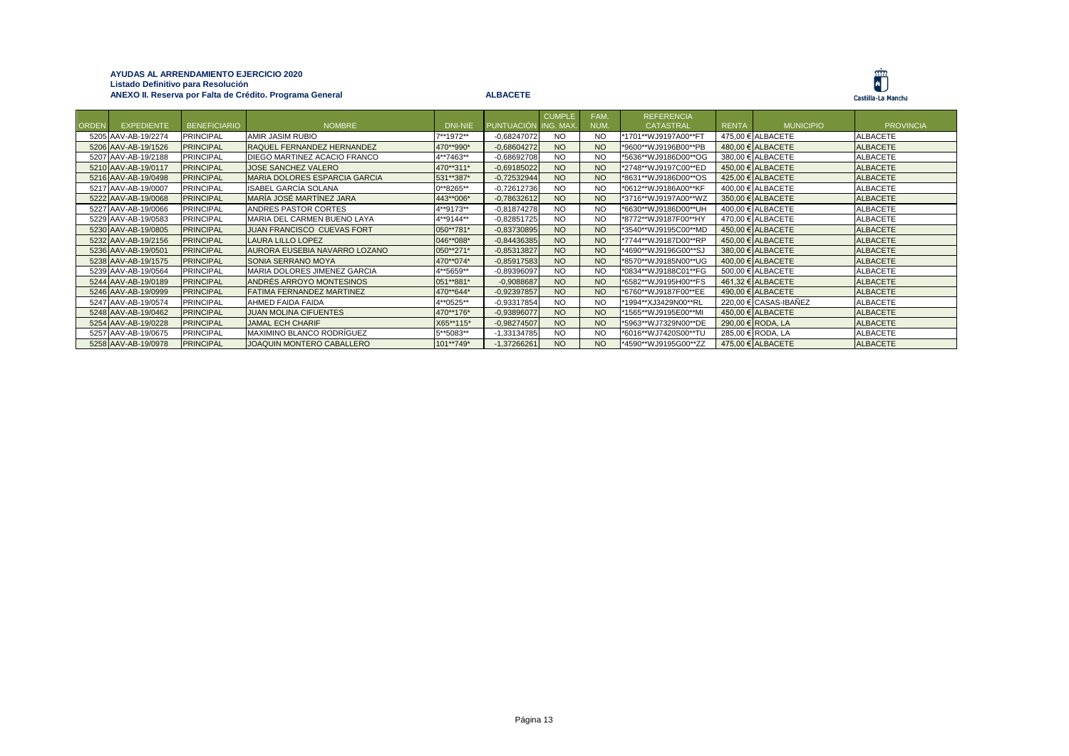**AYUDAS AL ARRENDAMIENTO EJERCICIO 2020**
**Listado Definitivo para Resolución**
**ANEXO II. Reserva por Falta de Crédito. Programa General** **ALBACETE**

| ORDEN | EXPEDIENTE | BENEFICIARIO | NOMBRE | DNI-NIE | PUNTUACIÓN | CUMPLE ING. MAX. | FAM. NUM. | REFERENCIA CATASTRAL | RENTA | MUNICIPIO | PROVINCIA |
|---|---|---|---|---|---|---|---|---|---|---|---|
| 5205 | AAV-AB-19/2274 | PRINCIPAL | AMIR JASIM RUBIO | 7**1972** | -0,68247072 | NO | NO | *1701**WJ9197A00**FT | 475,00 € | ALBACETE | ALBACETE |
| 5206 | AAV-AB-19/1526 | PRINCIPAL | RAQUEL FERNANDEZ HERNANDEZ | 470**990* | -0,68604272 | NO | NO | *9600**WJ9196B00**PB | 480,00 € | ALBACETE | ALBACETE |
| 5207 | AAV-AB-19/2188 | PRINCIPAL | DIEGO MARTINEZ ACACIO FRANCO | 4**7463** | -0,68692708 | NO | NO | *5636**WJ9186D00**OG | 380,00 € | ALBACETE | ALBACETE |
| 5210 | AAV-AB-19/0117 | PRINCIPAL | JOSE SANCHEZ VALERO | 470**311* | -0,69185022 | NO | NO | *2748**WJ9197C00**ED | 450,00 € | ALBACETE | ALBACETE |
| 5216 | AAV-AB-19/0498 | PRINCIPAL | MARIA DOLORES ESPARCIA GARCIA | 531**387* | -0,72532944 | NO | NO | *8631**WJ9186D00**OS | 425,00 € | ALBACETE | ALBACETE |
| 5217 | AAV-AB-19/0007 | PRINCIPAL | ISABEL GARCÍA SOLANA | 0**8265** | -0,72612736 | NO | NO | *0612**WJ9186A00**KF | 400,00 € | ALBACETE | ALBACETE |
| 5222 | AAV-AB-19/0068 | PRINCIPAL | MARÍA JOSÉ MARTÍNEZ JARA | 443**006* | -0,78632612 | NO | NO | *3716**WJ9197A00**WZ | 350,00 € | ALBACETE | ALBACETE |
| 5227 | AAV-AB-19/0066 | PRINCIPAL | ANDRES PASTOR CORTES | 4**9173** | -0,81874278 | NO | NO | *6630**WJ9186D00**UH | 400,00 € | ALBACETE | ALBACETE |
| 5229 | AAV-AB-19/0583 | PRINCIPAL | MARIA DEL CARMEN BUENO LAYA | 4**9144** | -0,82851725 | NO | NO | *8772**WJ9187F00**HY | 470,00 € | ALBACETE | ALBACETE |
| 5230 | AAV-AB-19/0805 | PRINCIPAL | JUAN FRANCISCO CUEVAS FORT | 050**781* | -0,83730895 | NO | NO | *3540**WJ9195C00**MD | 450,00 € | ALBACETE | ALBACETE |
| 5232 | AAV-AB-19/2156 | PRINCIPAL | LAURA LILLO LOPEZ | 046**088* | -0,84436385 | NO | NO | *7744**WJ9187D00**RP | 450,00 € | ALBACETE | ALBACETE |
| 5236 | AAV-AB-19/0501 | PRINCIPAL | AURORA EUSEBIA NAVARRO LOZANO | 050**271* | -0,85313827 | NO | NO | *4690**WJ9196G00**SJ | 380,00 € | ALBACETE | ALBACETE |
| 5238 | AAV-AB-19/1575 | PRINCIPAL | SONIA SERRANO MOYA | 470**074* | -0,85917583 | NO | NO | *8570**WJ9185N00**UG | 400,00 € | ALBACETE | ALBACETE |
| 5239 | AAV-AB-19/0564 | PRINCIPAL | MARIA DOLORES JIMENEZ GARCIA | 4**5659** | -0,89396097 | NO | NO | *0834**WJ9188C01**FG | 500,00 € | ALBACETE | ALBACETE |
| 5244 | AAV-AB-19/0189 | PRINCIPAL | ANDRÉS ARROYO MONTESINOS | 051**881* | -0,9088687 | NO | NO | *6582**WJ9195H00**FS | 461,32 € | ALBACETE | ALBACETE |
| 5246 | AAV-AB-19/0999 | PRINCIPAL | FATIMA FERNANDEZ MARTINEZ | 470**644* | -0,92397857 | NO | NO | *6760**WJ9187F00**EE | 490,00 € | ALBACETE | ALBACETE |
| 5247 | AAV-AB-19/0574 | PRINCIPAL | AHMED FAIDA FAIDA | 4**0525** | -0,93317854 | NO | NO | *1994**XJ3429N00**RL | 220,00 € | CASAS-IBAÑEZ | ALBACETE |
| 5248 | AAV-AB-19/0462 | PRINCIPAL | JUAN MOLINA CIFUENTES | 470**176* | -0,93896077 | NO | NO | *1565**WJ9195E00**MI | 450,00 € | ALBACETE | ALBACETE |
| 5254 | AAV-AB-19/0228 | PRINCIPAL | JAMAL ECH CHARIF | X65**115* | -0,98274507 | NO | NO | *5963**WJ7329N00**DE | 290,00 € | RODA, LA | ALBACETE |
| 5257 | AAV-AB-19/0675 | PRINCIPAL | MAXIMINO BLANCO RODRÍGUEZ | 5**5083** | -1,33134785 | NO | NO | *6016**WJ7420S00**TU | 285,00 € | RODA, LA | ALBACETE |
| 5258 | AAV-AB-19/0978 | PRINCIPAL | JOAQUIN MONTERO CABALLERO | 101**749* | -1,37266261 | NO | NO | *4590**WJ9195G00**ZZ | 475,00 € | ALBACETE | ALBACETE |